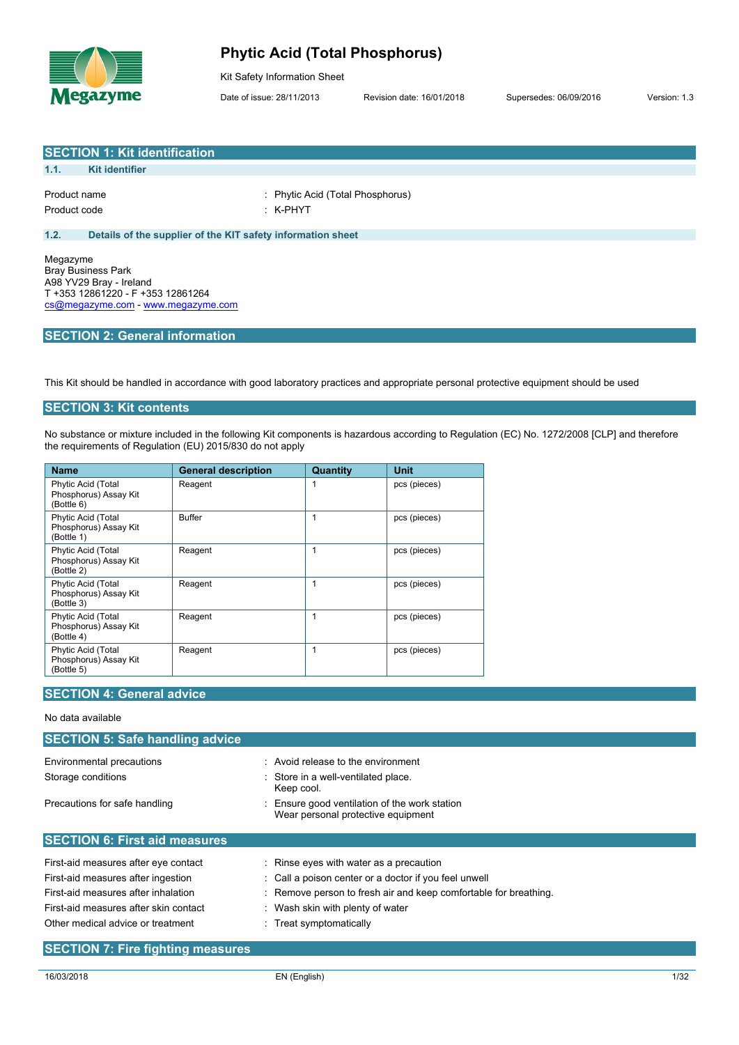# Phytic Acid (Total Phosphorus)

Kit Safety Information Sheet

Date of issue: 28/11/2013 Revision date: 16/01/2018 Supersedes: 06/09/2016 Version: 1.3

## SECTION 1: Kit identification

### 1.1. Kit identifier

Product name : Phytic Acid (Total Phosphorus)

Product code : K-PHYT

### 1.2. Details of the supplier of the KIT safety information sheet

Megazyme
Bray Business Park
A98 YV29 Bray - Ireland
T +353 12861220 - F +353 12861264
cs@megazyme.com - www.megazyme.com

## SECTION 2: General information

This Kit should be handled in accordance with good laboratory practices and appropriate personal protective equipment should be used

## SECTION 3: Kit contents

No substance or mixture included in the following Kit components is hazardous according to Regulation (EC) No. 1272/2008 [CLP] and therefore the requirements of Regulation (EU) 2015/830 do not apply

| Name | General description | Quantity | Unit |
|---|---|---|---|
| Phytic Acid (Total Phosphorus) Assay Kit (Bottle 6) | Reagent | 1 | pcs (pieces) |
| Phytic Acid (Total Phosphorus) Assay Kit (Bottle 1) | Buffer | 1 | pcs (pieces) |
| Phytic Acid (Total Phosphorus) Assay Kit (Bottle 2) | Reagent | 1 | pcs (pieces) |
| Phytic Acid (Total Phosphorus) Assay Kit (Bottle 3) | Reagent | 1 | pcs (pieces) |
| Phytic Acid (Total Phosphorus) Assay Kit (Bottle 4) | Reagent | 1 | pcs (pieces) |
| Phytic Acid (Total Phosphorus) Assay Kit (Bottle 5) | Reagent | 1 | pcs (pieces) |

## SECTION 4: General advice

No data available

## SECTION 5: Safe handling advice

Environmental precautions : Avoid release to the environment

Storage conditions : Store in a well-ventilated place.
Keep cool.

Precautions for safe handling : Ensure good ventilation of the work station
Wear personal protective equipment

## SECTION 6: First aid measures

First-aid measures after eye contact : Rinse eyes with water as a precaution

First-aid measures after ingestion : Call a poison center or a doctor if you feel unwell

First-aid measures after inhalation : Remove person to fresh air and keep comfortable for breathing.

First-aid measures after skin contact : Wash skin with plenty of water

Other medical advice or treatment : Treat symptomatically

## SECTION 7: Fire fighting measures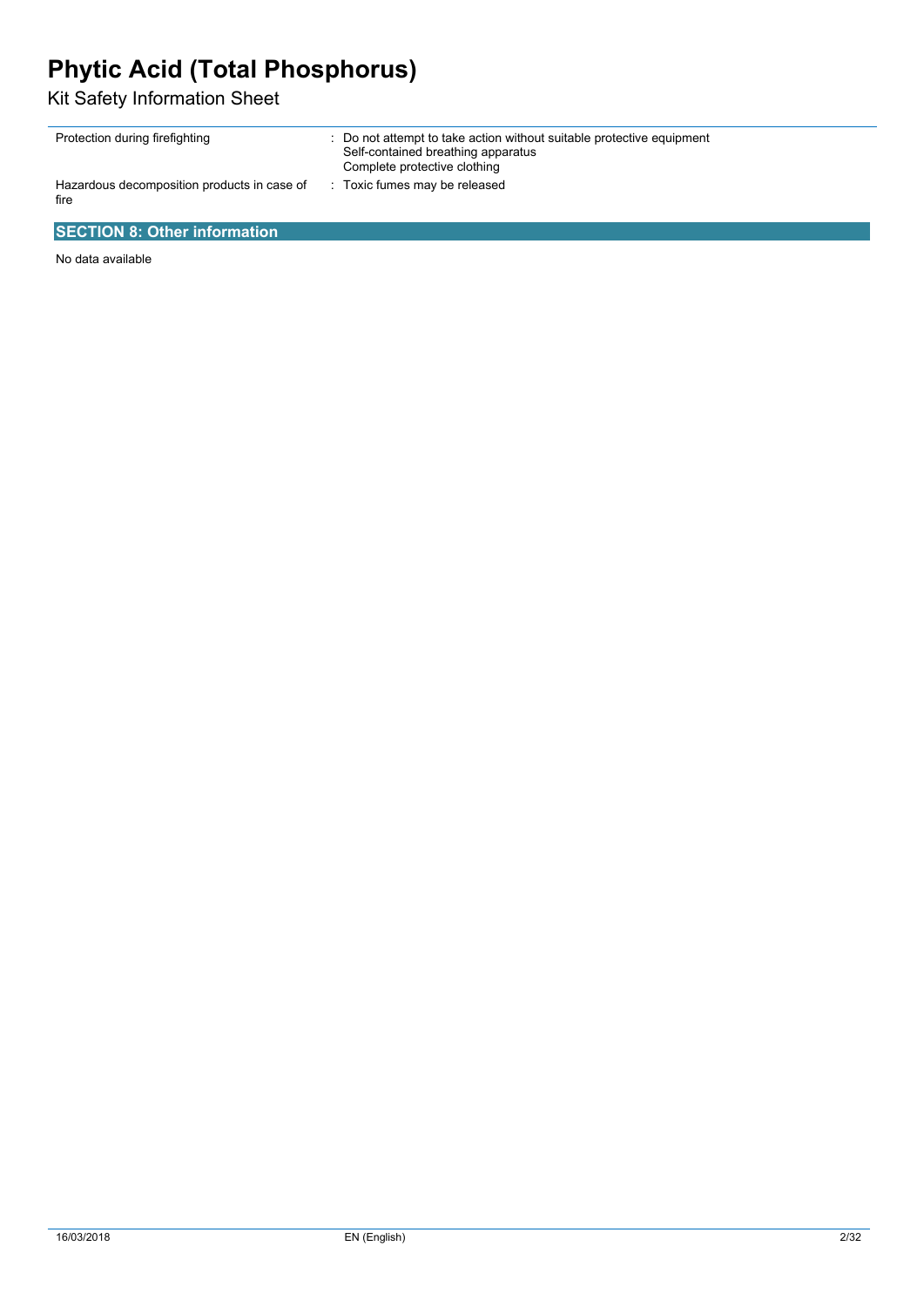| | |
|---|---|
| Protection during firefighting | : Do not attempt to take action without suitable protective equipment<br>Self-contained breathing apparatus<br>Complete protective clothing |
| Hazardous decomposition products in case of fire | : Toxic fumes may be released |

## SECTION 8: Other information

No data available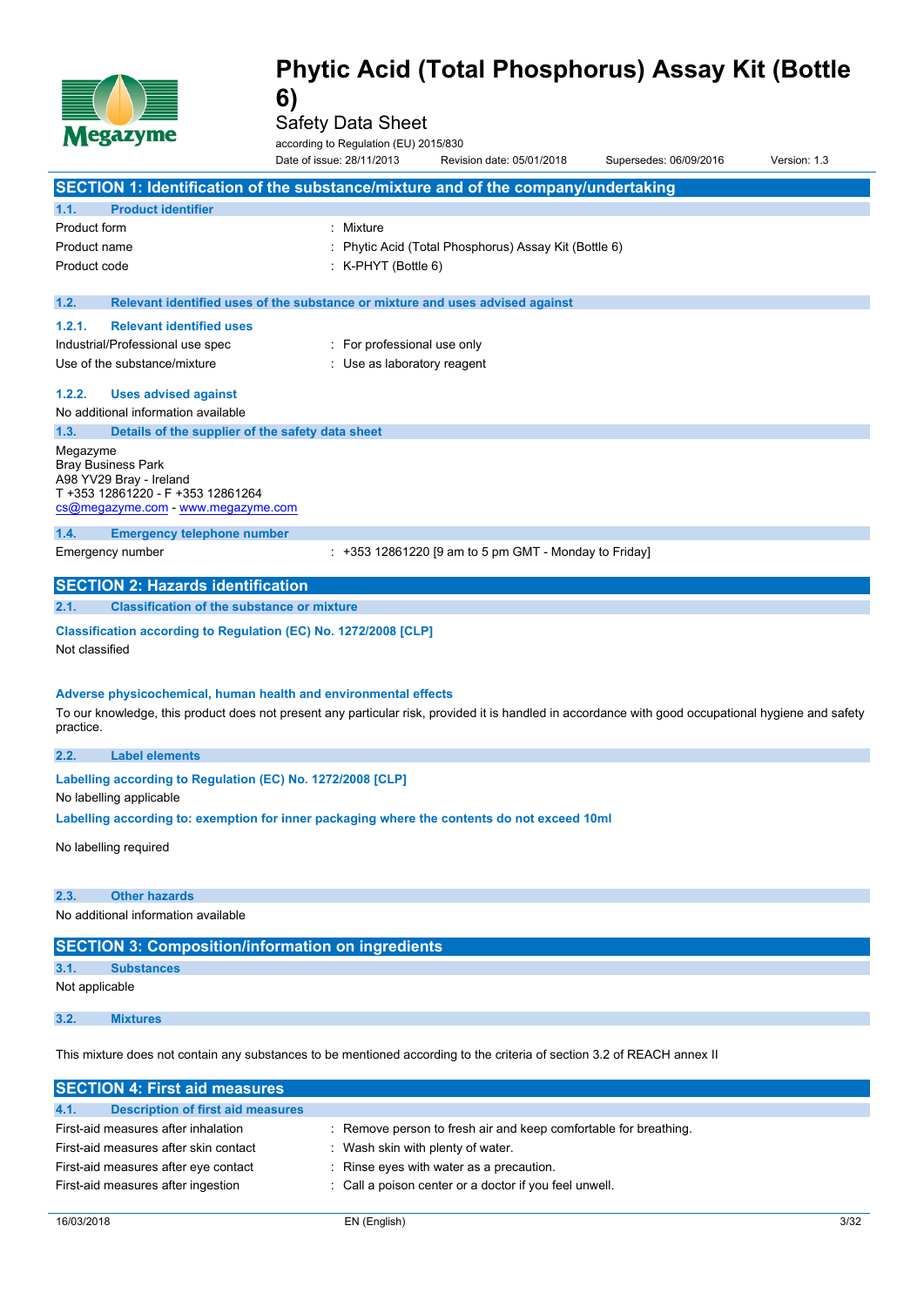# Phytic Acid (Total Phosphorus) Assay Kit (Bottle 6)

Safety Data Sheet

according to Regulation (EU) 2015/830

Date of issue: 28/11/2013    Revision date: 05/01/2018    Supersedes: 06/09/2016    Version: 1.3

## SECTION 1: Identification of the substance/mixture and of the company/undertaking

### 1.1. Product identifier

| | |
|---|---|
| Product form | : Mixture |
| Product name | : Phytic Acid (Total Phosphorus) Assay Kit (Bottle 6) |
| Product code | : K-PHYT (Bottle 6) |

### 1.2. Relevant identified uses of the substance or mixture and uses advised against

#### 1.2.1. Relevant identified uses

| | |
|---|---|
| Industrial/Professional use spec | : For professional use only |
| Use of the substance/mixture | : Use as laboratory reagent |

#### 1.2.2. Uses advised against

No additional information available

### 1.3. Details of the supplier of the safety data sheet

Megazyme
Bray Business Park
A98 YV29 Bray - Ireland
T +353 12861220 - F +353 12861264
cs@megazyme.com - www.megazyme.com

### 1.4. Emergency telephone number

| | |
|---|---|
| Emergency number | : +353 12861220 [9 am to 5 pm GMT - Monday to Friday] |

## SECTION 2: Hazards identification

### 2.1. Classification of the substance or mixture

**Classification according to Regulation (EC) No. 1272/2008 [CLP]**

Not classified

**Adverse physicochemical, human health and environmental effects**

To our knowledge, this product does not present any particular risk, provided it is handled in accordance with good occupational hygiene and safety practice.

### 2.2. Label elements

**Labelling according to Regulation (EC) No. 1272/2008 [CLP]**

No labelling applicable

**Labelling according to: exemption for inner packaging where the contents do not exceed 10ml**

No labelling required

### 2.3. Other hazards

No additional information available

## SECTION 3: Composition/information on ingredients

### 3.1. Substances

Not applicable

### 3.2. Mixtures

This mixture does not contain any substances to be mentioned according to the criteria of section 3.2 of REACH annex II

## SECTION 4: First aid measures

### 4.1. Description of first aid measures

| | |
|---|---|
| First-aid measures after inhalation | : Remove person to fresh air and keep comfortable for breathing. |
| First-aid measures after skin contact | : Wash skin with plenty of water. |
| First-aid measures after eye contact | : Rinse eyes with water as a precaution. |
| First-aid measures after ingestion | : Call a poison center or a doctor if you feel unwell. |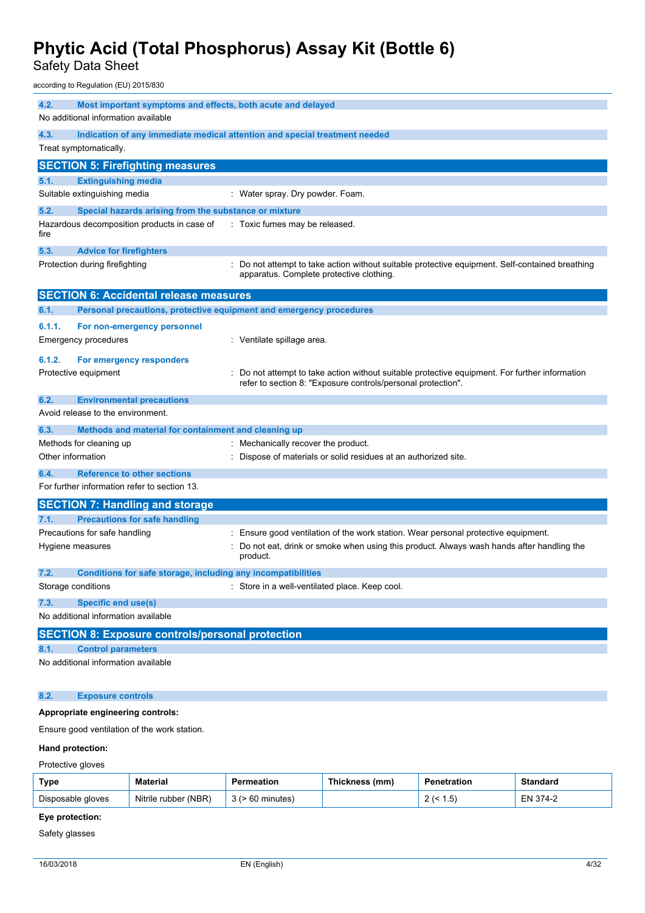### 4.2. Most important symptoms and effects, both acute and delayed

No additional information available

### 4.3. Indication of any immediate medical attention and special treatment needed

Treat symptomatically.

## SECTION 5: Firefighting measures

### 5.1. Extinguishing media

Suitable extinguishing media : Water spray. Dry powder. Foam.

### 5.2. Special hazards arising from the substance or mixture

Hazardous decomposition products in case of fire : Toxic fumes may be released.

### 5.3. Advice for firefighters

Protection during firefighting : Do not attempt to take action without suitable protective equipment. Self-contained breathing apparatus. Complete protective clothing.

## SECTION 6: Accidental release measures

### 6.1. Personal precautions, protective equipment and emergency procedures

#### 6.1.1. For non-emergency personnel

Emergency procedures : Ventilate spillage area.

#### 6.1.2. For emergency responders

Protective equipment : Do not attempt to take action without suitable protective equipment. For further information refer to section 8: "Exposure controls/personal protection".

### 6.2. Environmental precautions

Avoid release to the environment.

### 6.3. Methods and material for containment and cleaning up

Methods for cleaning up : Mechanically recover the product.

Other information : Dispose of materials or solid residues at an authorized site.

### 6.4. Reference to other sections

For further information refer to section 13.

## SECTION 7: Handling and storage

### 7.1. Precautions for safe handling

Precautions for safe handling : Ensure good ventilation of the work station. Wear personal protective equipment.

Hygiene measures : Do not eat, drink or smoke when using this product. Always wash hands after handling the product.

### 7.2. Conditions for safe storage, including any incompatibilities

Storage conditions : Store in a well-ventilated place. Keep cool.

### 7.3. Specific end use(s)

No additional information available

## SECTION 8: Exposure controls/personal protection

### 8.1. Control parameters

No additional information available

### 8.2. Exposure controls

**Appropriate engineering controls:**

Ensure good ventilation of the work station.

**Hand protection:**

Protective gloves

| Type | Material | Permeation | Thickness (mm) | Penetration | Standard |
|---|---|---|---|---|---|
| Disposable gloves | Nitrile rubber (NBR) | 3 (> 60 minutes) | | 2 (< 1.5) | EN 374-2 |

**Eye protection:**

Safety glasses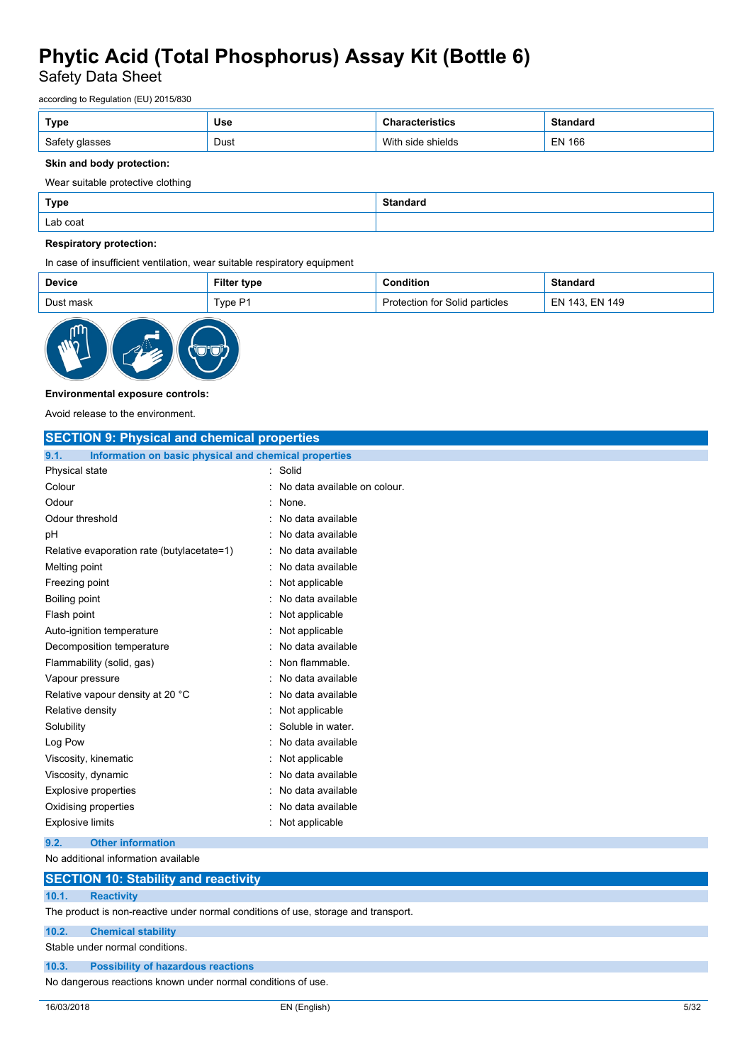| Type | Use | Characteristics | Standard |
|---|---|---|---|
| Safety glasses | Dust | With side shields | EN 166 |

**Skin and body protection:**

Wear suitable protective clothing

| Type | Standard |
|---|---|
| Lab coat | |

**Respiratory protection:**

In case of insufficient ventilation, wear suitable respiratory equipment

| Device | Filter type | Condition | Standard |
|---|---|---|---|
| Dust mask | Type P1 | Protection for Solid particles | EN 143, EN 149 |

**Environmental exposure controls:**

Avoid release to the environment.

## SECTION 9: Physical and chemical properties

### 9.1. Information on basic physical and chemical properties

| | |
|---|---|
| Physical state | : Solid |
| Colour | : No data available on colour. |
| Odour | : None. |
| Odour threshold | : No data available |
| pH | : No data available |
| Relative evaporation rate (butylacetate=1) | : No data available |
| Melting point | : No data available |
| Freezing point | : Not applicable |
| Boiling point | : No data available |
| Flash point | : Not applicable |
| Auto-ignition temperature | : Not applicable |
| Decomposition temperature | : No data available |
| Flammability (solid, gas) | : Non flammable. |
| Vapour pressure | : No data available |
| Relative vapour density at 20 °C | : No data available |
| Relative density | : Not applicable |
| Solubility | : Soluble in water. |
| Log Pow | : No data available |
| Viscosity, kinematic | : Not applicable |
| Viscosity, dynamic | : No data available |
| Explosive properties | : No data available |
| Oxidising properties | : No data available |
| Explosive limits | : Not applicable |

### 9.2. Other information

No additional information available

## SECTION 10: Stability and reactivity

### 10.1. Reactivity

The product is non-reactive under normal conditions of use, storage and transport.

### 10.2. Chemical stability

Stable under normal conditions.

### 10.3. Possibility of hazardous reactions

No dangerous reactions known under normal conditions of use.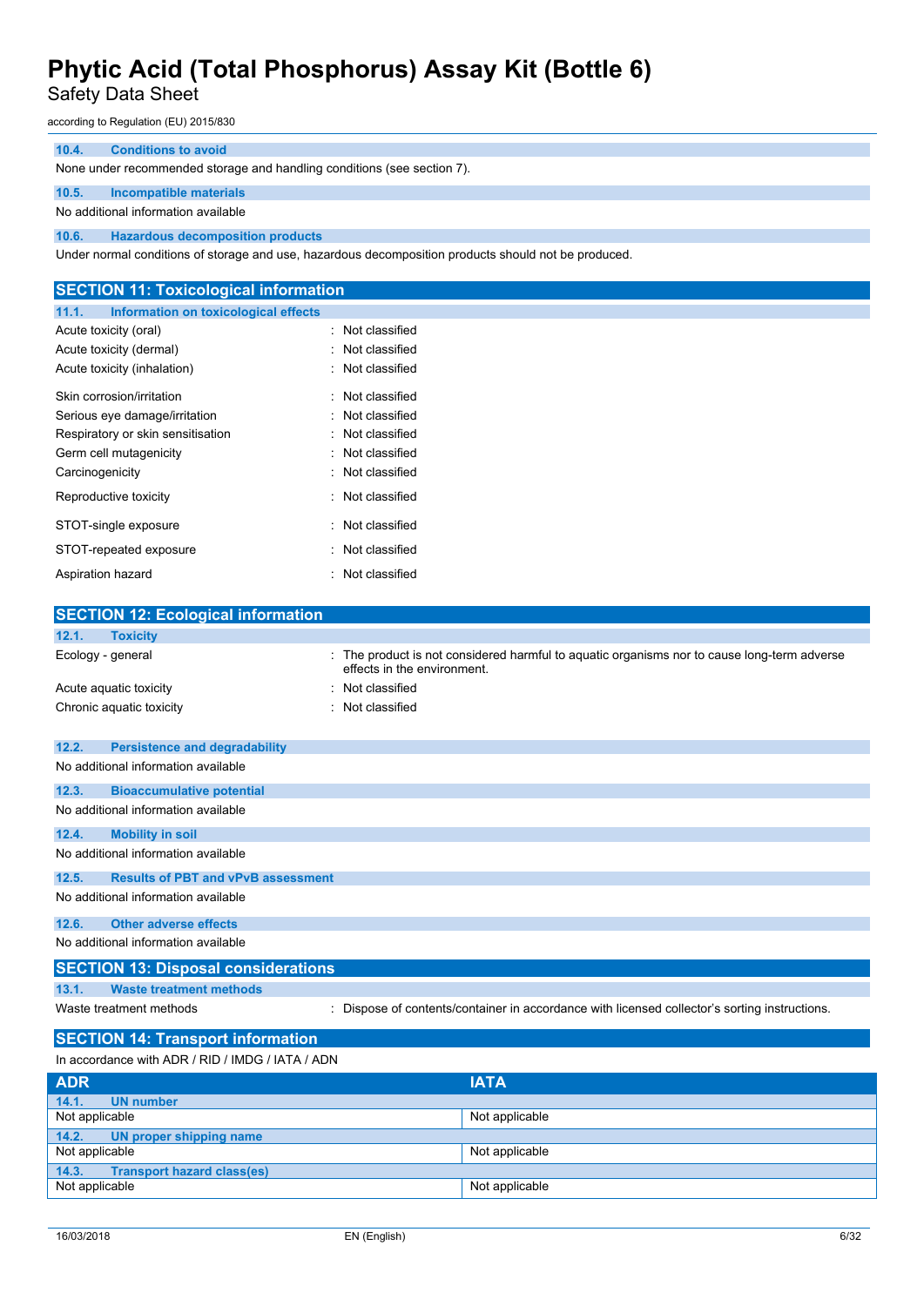### 10.4. Conditions to avoid

None under recommended storage and handling conditions (see section 7).

### 10.5. Incompatible materials

No additional information available

### 10.6. Hazardous decomposition products

Under normal conditions of storage and use, hazardous decomposition products should not be produced.

## SECTION 11: Toxicological information

### 11.1. Information on toxicological effects

| | |
|---|---|
| Acute toxicity (oral) | : Not classified |
| Acute toxicity (dermal) | : Not classified |
| Acute toxicity (inhalation) | : Not classified |
| Skin corrosion/irritation | : Not classified |
| Serious eye damage/irritation | : Not classified |
| Respiratory or skin sensitisation | : Not classified |
| Germ cell mutagenicity | : Not classified |
| Carcinogenicity | : Not classified |
| Reproductive toxicity | : Not classified |
| STOT-single exposure | : Not classified |
| STOT-repeated exposure | : Not classified |
| Aspiration hazard | : Not classified |

## SECTION 12: Ecological information

### 12.1. Toxicity

| | |
|---|---|
| Ecology - general | : The product is not considered harmful to aquatic organisms nor to cause long-term adverse effects in the environment. |
| Acute aquatic toxicity | : Not classified |
| Chronic aquatic toxicity | : Not classified |

### 12.2. Persistence and degradability

No additional information available

### 12.3. Bioaccumulative potential

No additional information available

### 12.4. Mobility in soil

No additional information available

### 12.5. Results of PBT and vPvB assessment

No additional information available

### 12.6. Other adverse effects

No additional information available

## SECTION 13: Disposal considerations

### 13.1. Waste treatment methods

| | |
|---|---|
| Waste treatment methods | : Dispose of contents/container in accordance with licensed collector's sorting instructions. |

## SECTION 14: Transport information

In accordance with ADR / RID / IMDG / IATA / ADN

| ADR | IATA |
|---|---|
| **14.1. UN number** | |
| Not applicable | Not applicable |
| **14.2. UN proper shipping name** | |
| Not applicable | Not applicable |
| **14.3. Transport hazard class(es)** | |
| Not applicable | Not applicable |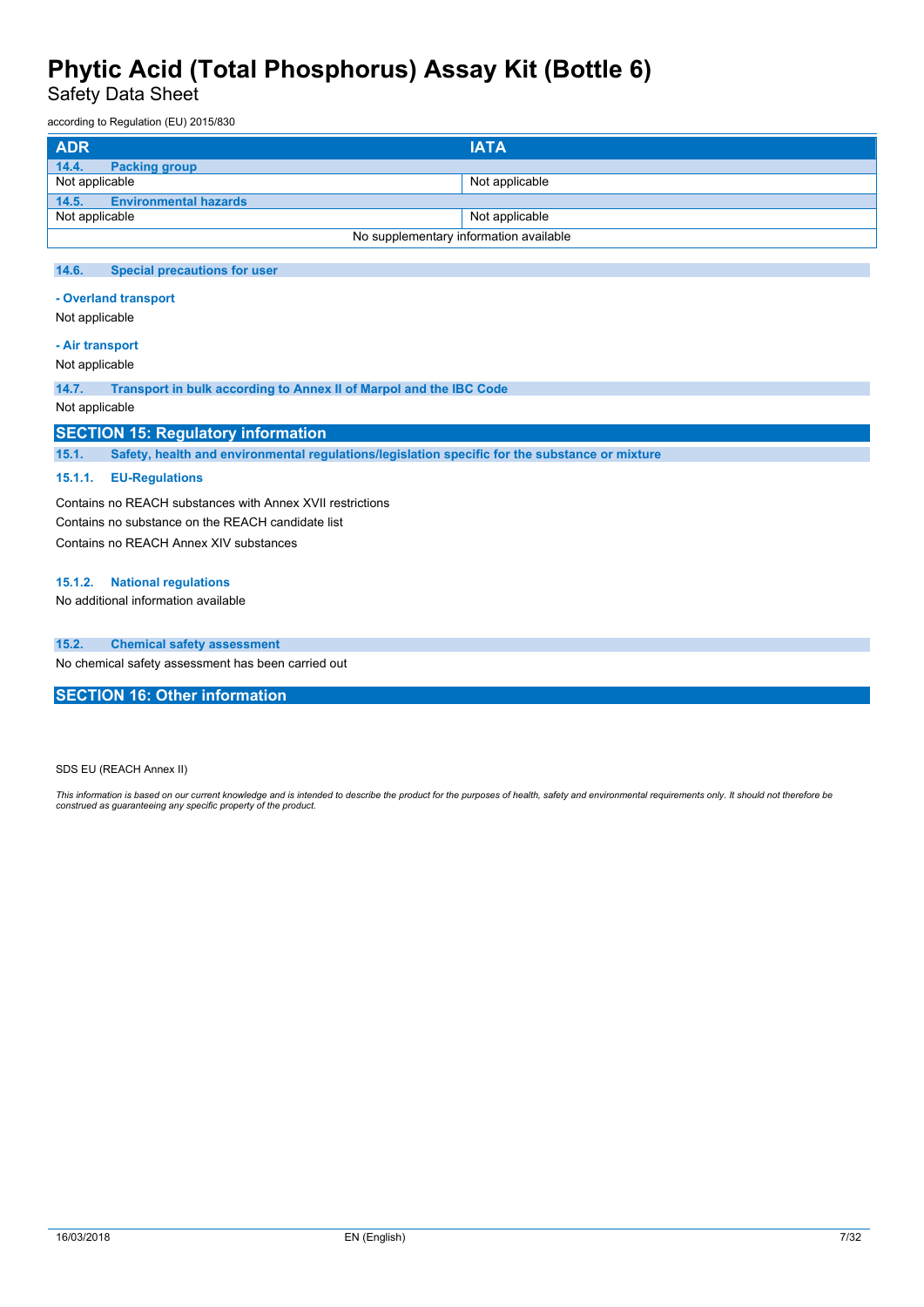| ADR | IATA |
|---|---|
| **14.4. Packing group** | |
| Not applicable | Not applicable |
| **14.5. Environmental hazards** | |
| Not applicable | Not applicable |
| No supplementary information available | |

### 14.6. Special precautions for user

**- Overland transport**

Not applicable

**- Air transport**

Not applicable

### 14.7. Transport in bulk according to Annex II of Marpol and the IBC Code

Not applicable

## SECTION 15: Regulatory information

### 15.1. Safety, health and environmental regulations/legislation specific for the substance or mixture

#### 15.1.1. EU-Regulations

Contains no REACH substances with Annex XVII restrictions

Contains no substance on the REACH candidate list

Contains no REACH Annex XIV substances

#### 15.1.2. National regulations

No additional information available

### 15.2. Chemical safety assessment

No chemical safety assessment has been carried out

## SECTION 16: Other information

SDS EU (REACH Annex II)

*This information is based on our current knowledge and is intended to describe the product for the purposes of health, safety and environmental requirements only. It should not therefore be construed as guaranteeing any specific property of the product.*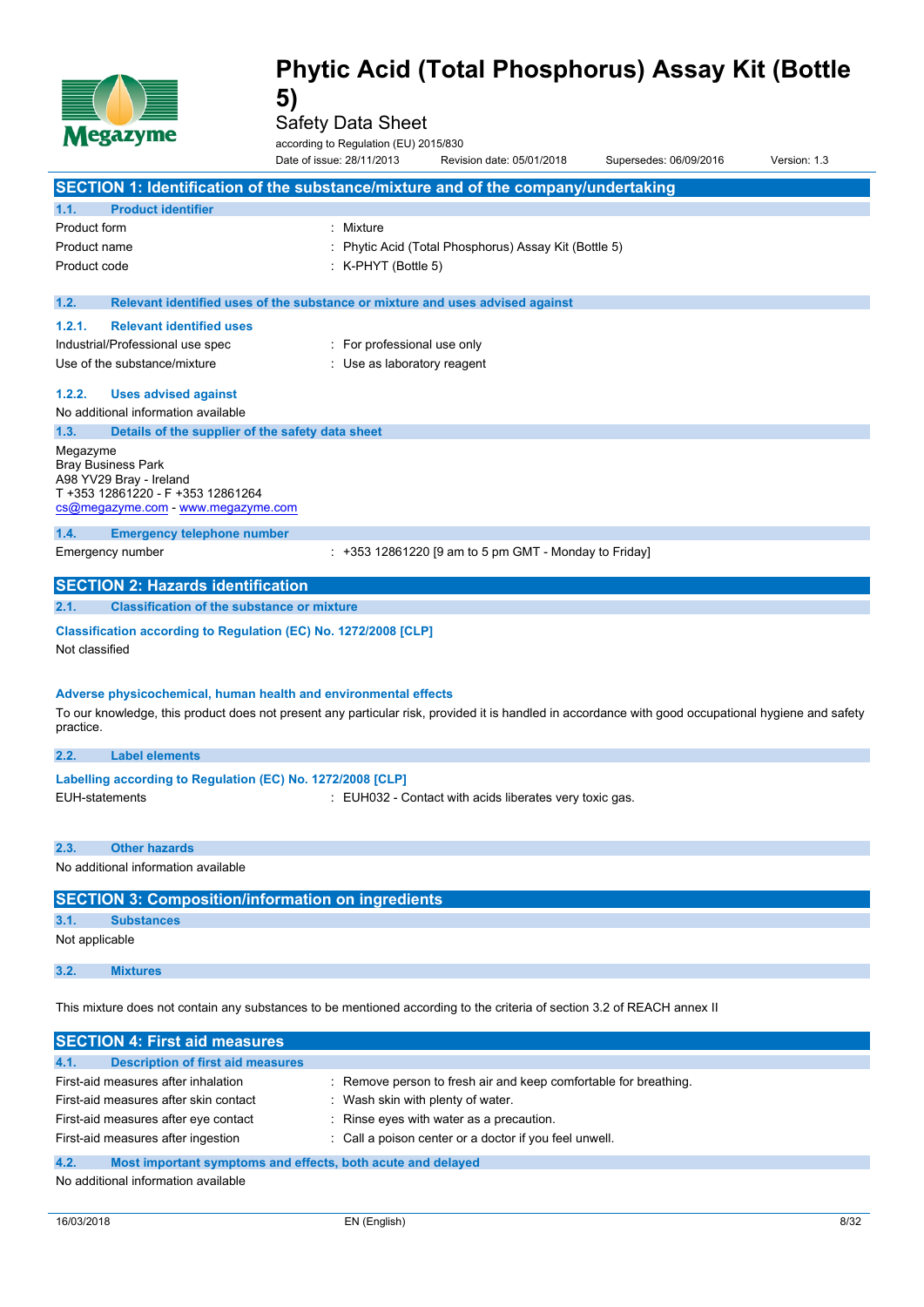# Phytic Acid (Total Phosphorus) Assay Kit (Bottle 5)

Safety Data Sheet

according to Regulation (EU) 2015/830

Date of issue: 28/11/2013 Revision date: 05/01/2018 Supersedes: 06/09/2016 Version: 1.3

## SECTION 1: Identification of the substance/mixture and of the company/undertaking

### 1.1. Product identifier

| | |
|---|---|
| Product form | : Mixture |
| Product name | : Phytic Acid (Total Phosphorus) Assay Kit (Bottle 5) |
| Product code | : K-PHYT (Bottle 5) |

### 1.2. Relevant identified uses of the substance or mixture and uses advised against

#### 1.2.1. Relevant identified uses

| | |
|---|---|
| Industrial/Professional use spec | : For professional use only |
| Use of the substance/mixture | : Use as laboratory reagent |

#### 1.2.2. Uses advised against

No additional information available

### 1.3. Details of the supplier of the safety data sheet

Megazyme
Bray Business Park
A98 YV29 Bray - Ireland
T +353 12861220 - F +353 12861264
cs@megazyme.com - www.megazyme.com

### 1.4. Emergency telephone number

| | |
|---|---|
| Emergency number | : +353 12861220 [9 am to 5 pm GMT - Monday to Friday] |

## SECTION 2: Hazards identification

### 2.1. Classification of the substance or mixture

**Classification according to Regulation (EC) No. 1272/2008 [CLP]**

Not classified

**Adverse physicochemical, human health and environmental effects**

To our knowledge, this product does not present any particular risk, provided it is handled in accordance with good occupational hygiene and safety practice.

### 2.2. Label elements

**Labelling according to Regulation (EC) No. 1272/2008 [CLP]**

| | |
|---|---|
| EUH-statements | : EUH032 - Contact with acids liberates very toxic gas. |

### 2.3. Other hazards

No additional information available

## SECTION 3: Composition/information on ingredients

### 3.1. Substances

Not applicable

### 3.2. Mixtures

This mixture does not contain any substances to be mentioned according to the criteria of section 3.2 of REACH annex II

## SECTION 4: First aid measures

### 4.1. Description of first aid measures

| | |
|---|---|
| First-aid measures after inhalation | : Remove person to fresh air and keep comfortable for breathing. |
| First-aid measures after skin contact | : Wash skin with plenty of water. |
| First-aid measures after eye contact | : Rinse eyes with water as a precaution. |
| First-aid measures after ingestion | : Call a poison center or a doctor if you feel unwell. |

### 4.2. Most important symptoms and effects, both acute and delayed

No additional information available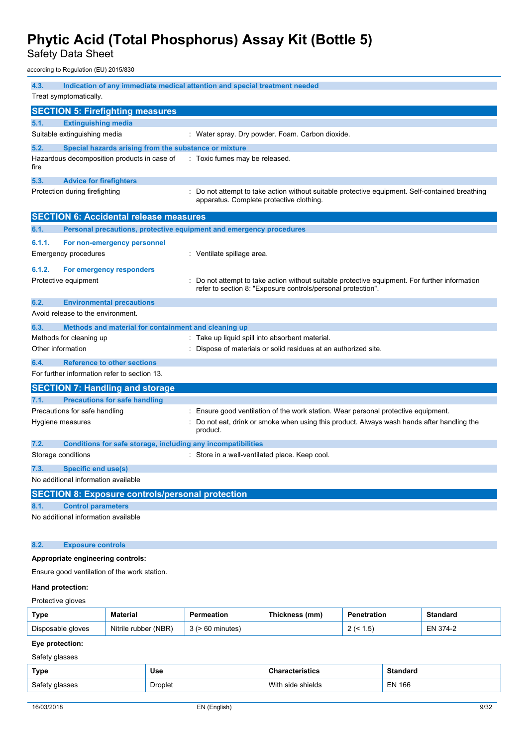### 4.3. Indication of any immediate medical attention and special treatment needed

Treat symptomatically.

## SECTION 5: Firefighting measures

### 5.1. Extinguishing media

Suitable extinguishing media : Water spray. Dry powder. Foam. Carbon dioxide.

### 5.2. Special hazards arising from the substance or mixture

Hazardous decomposition products in case of fire : Toxic fumes may be released.

### 5.3. Advice for firefighters

Protection during firefighting : Do not attempt to take action without suitable protective equipment. Self-contained breathing apparatus. Complete protective clothing.

## SECTION 6: Accidental release measures

### 6.1. Personal precautions, protective equipment and emergency procedures

#### 6.1.1. For non-emergency personnel

Emergency procedures : Ventilate spillage area.

#### 6.1.2. For emergency responders

Protective equipment : Do not attempt to take action without suitable protective equipment. For further information refer to section 8: "Exposure controls/personal protection".

### 6.2. Environmental precautions

Avoid release to the environment.

### 6.3. Methods and material for containment and cleaning up

Methods for cleaning up : Take up liquid spill into absorbent material.

Other information : Dispose of materials or solid residues at an authorized site.

### 6.4. Reference to other sections

For further information refer to section 13.

## SECTION 7: Handling and storage

### 7.1. Precautions for safe handling

Precautions for safe handling : Ensure good ventilation of the work station. Wear personal protective equipment.

Hygiene measures : Do not eat, drink or smoke when using this product. Always wash hands after handling the product.

### 7.2. Conditions for safe storage, including any incompatibilities

Storage conditions : Store in a well-ventilated place. Keep cool.

### 7.3. Specific end use(s)

No additional information available

## SECTION 8: Exposure controls/personal protection

### 8.1. Control parameters

No additional information available

### 8.2. Exposure controls

**Appropriate engineering controls:**

Ensure good ventilation of the work station.

**Hand protection:**

Protective gloves

| Type | Material | Permeation | Thickness (mm) | Penetration | Standard |
|---|---|---|---|---|---|
| Disposable gloves | Nitrile rubber (NBR) | 3 (> 60 minutes) | | 2 (< 1.5) | EN 374-2 |

**Eye protection:**

Safety glasses

| Type | Use | Characteristics | Standard |
|---|---|---|---|
| Safety glasses | Droplet | With side shields | EN 166 |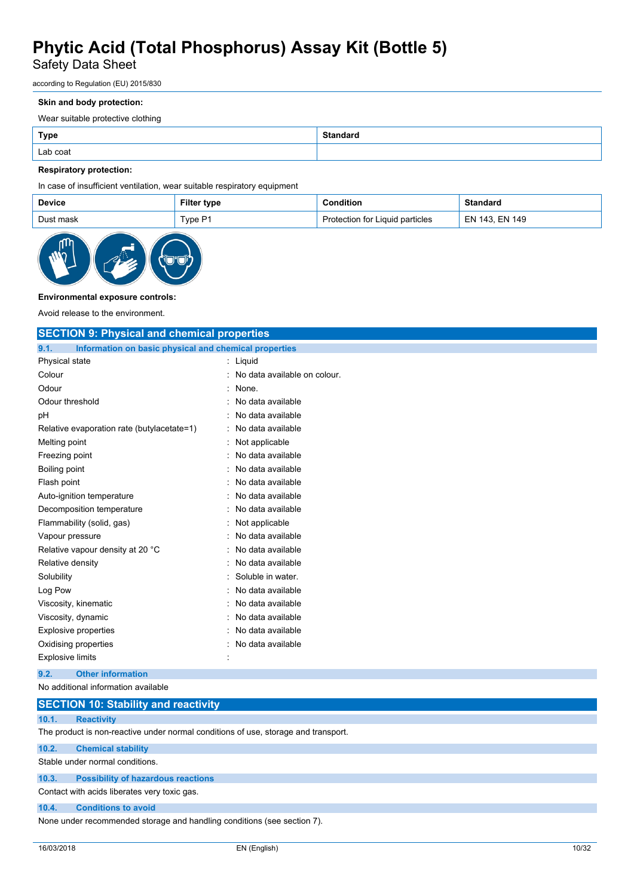**Skin and body protection:**

Wear suitable protective clothing

| Type | Standard |
| --- | --- |
| Lab coat | |

**Respiratory protection:**

In case of insufficient ventilation, wear suitable respiratory equipment

| Device | Filter type | Condition | Standard |
| --- | --- | --- | --- |
| Dust mask | Type P1 | Protection for Liquid particles | EN 143, EN 149 |

**Environmental exposure controls:**

Avoid release to the environment.

## SECTION 9: Physical and chemical properties

### 9.1. Information on basic physical and chemical properties

| | |
| --- | --- |
| Physical state | : Liquid |
| Colour | : No data available on colour. |
| Odour | : None. |
| Odour threshold | : No data available |
| pH | : No data available |
| Relative evaporation rate (butylacetate=1) | : No data available |
| Melting point | : Not applicable |
| Freezing point | : No data available |
| Boiling point | : No data available |
| Flash point | : No data available |
| Auto-ignition temperature | : No data available |
| Decomposition temperature | : No data available |
| Flammability (solid, gas) | : Not applicable |
| Vapour pressure | : No data available |
| Relative vapour density at 20 °C | : No data available |
| Relative density | : No data available |
| Solubility | : Soluble in water. |
| Log Pow | : No data available |
| Viscosity, kinematic | : No data available |
| Viscosity, dynamic | : No data available |
| Explosive properties | : No data available |
| Oxidising properties | : No data available |
| Explosive limits | : |

### 9.2. Other information

No additional information available

## SECTION 10: Stability and reactivity

### 10.1. Reactivity

The product is non-reactive under normal conditions of use, storage and transport.

### 10.2. Chemical stability

Stable under normal conditions.

### 10.3. Possibility of hazardous reactions

Contact with acids liberates very toxic gas.

### 10.4. Conditions to avoid

None under recommended storage and handling conditions (see section 7).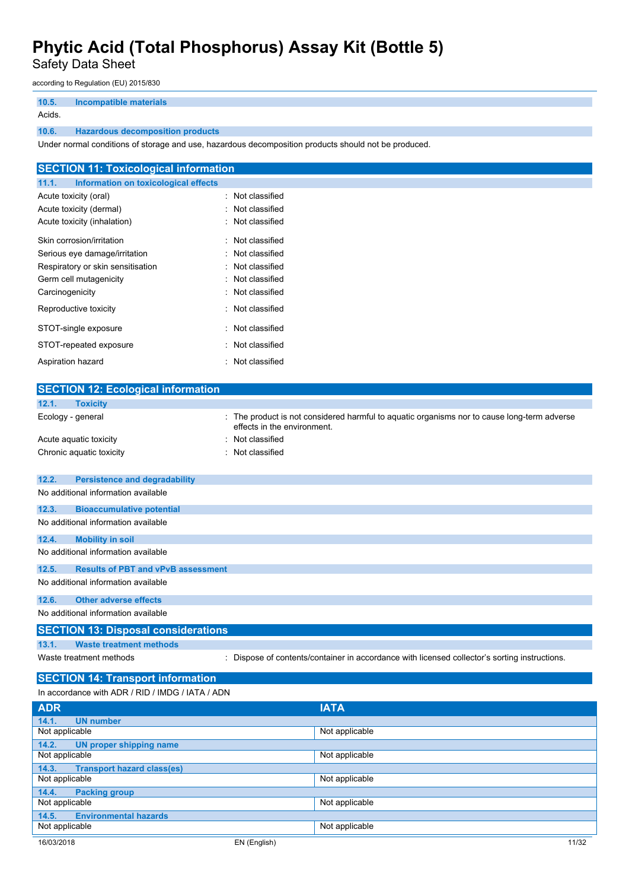### 10.5. Incompatible materials

Acids.

### 10.6. Hazardous decomposition products

Under normal conditions of storage and use, hazardous decomposition products should not be produced.

## SECTION 11: Toxicological information

### 11.1. Information on toxicological effects

| | |
|---|---|
| Acute toxicity (oral) | : Not classified |
| Acute toxicity (dermal) | : Not classified |
| Acute toxicity (inhalation) | : Not classified |
| Skin corrosion/irritation | : Not classified |
| Serious eye damage/irritation | : Not classified |
| Respiratory or skin sensitisation | : Not classified |
| Germ cell mutagenicity | : Not classified |
| Carcinogenicity | : Not classified |
| Reproductive toxicity | : Not classified |
| STOT-single exposure | : Not classified |
| STOT-repeated exposure | : Not classified |
| Aspiration hazard | : Not classified |

## SECTION 12: Ecological information

### 12.1. Toxicity

| | |
|---|---|
| Ecology - general | : The product is not considered harmful to aquatic organisms nor to cause long-term adverse effects in the environment. |
| Acute aquatic toxicity | : Not classified |
| Chronic aquatic toxicity | : Not classified |

### 12.2. Persistence and degradability

No additional information available

### 12.3. Bioaccumulative potential

No additional information available

### 12.4. Mobility in soil

No additional information available

### 12.5. Results of PBT and vPvB assessment

No additional information available

### 12.6. Other adverse effects

No additional information available

## SECTION 13: Disposal considerations

### 13.1. Waste treatment methods

| | |
|---|---|
| Waste treatment methods | : Dispose of contents/container in accordance with licensed collector's sorting instructions. |

## SECTION 14: Transport information

In accordance with ADR / RID / IMDG / IATA / ADN

| ADR | IATA |
|---|---|
| **14.1. UN number** | |
| Not applicable | Not applicable |
| **14.2. UN proper shipping name** | |
| Not applicable | Not applicable |
| **14.3. Transport hazard class(es)** | |
| Not applicable | Not applicable |
| **14.4. Packing group** | |
| Not applicable | Not applicable |
| **14.5. Environmental hazards** | |
| Not applicable | Not applicable |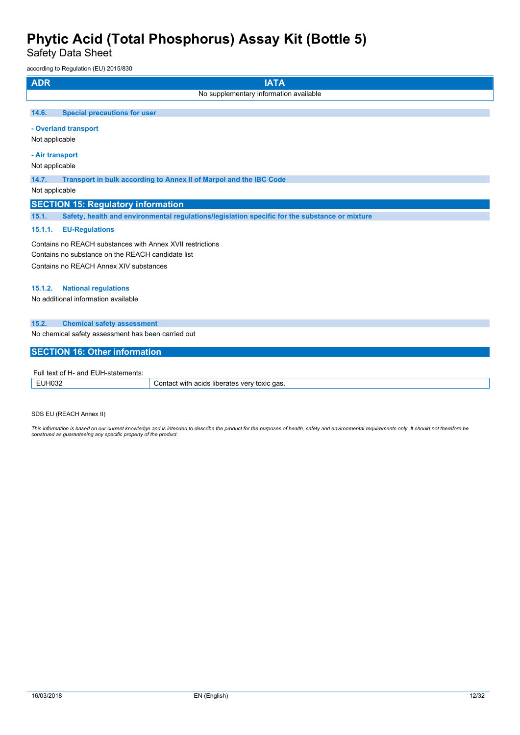| ADR | IATA |
|---|---|
| No supplementary information available | |

### 14.6. Special precautions for user

**- Overland transport**

Not applicable

**- Air transport**

Not applicable

### 14.7. Transport in bulk according to Annex II of Marpol and the IBC Code

Not applicable

## SECTION 15: Regulatory information

### 15.1. Safety, health and environmental regulations/legislation specific for the substance or mixture

#### 15.1.1. EU-Regulations

Contains no REACH substances with Annex XVII restrictions

Contains no substance on the REACH candidate list

Contains no REACH Annex XIV substances

#### 15.1.2. National regulations

No additional information available

### 15.2. Chemical safety assessment

No chemical safety assessment has been carried out

## SECTION 16: Other information

Full text of H- and EUH-statements:

| | |
|---|---|
| EUH032 | Contact with acids liberates very toxic gas. |

SDS EU (REACH Annex II)

*This information is based on our current knowledge and is intended to describe the product for the purposes of health, safety and environmental requirements only. It should not therefore be construed as guaranteeing any specific property of the product.*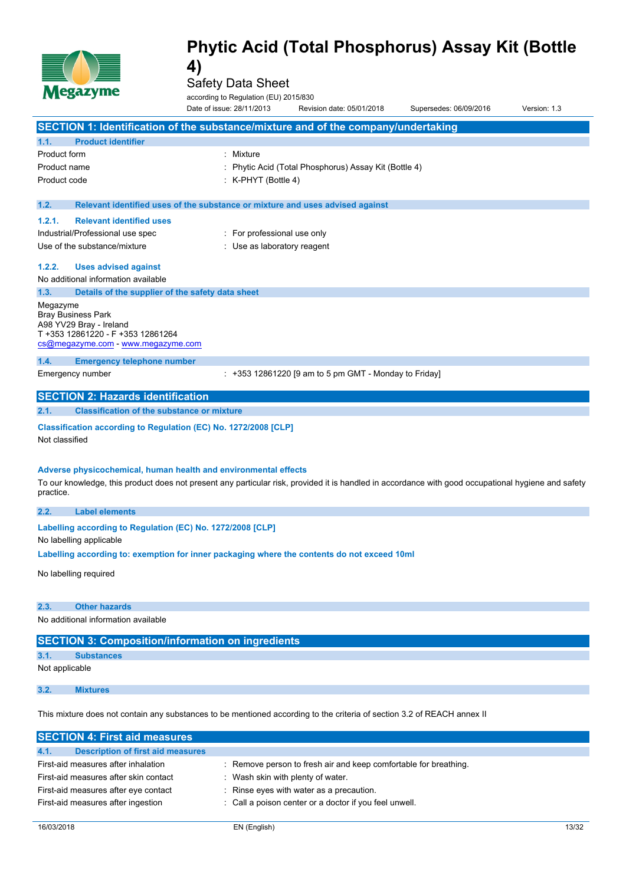# Phytic Acid (Total Phosphorus) Assay Kit (Bottle 4)

Safety Data Sheet

according to Regulation (EU) 2015/830

Date of issue: 28/11/2013 Revision date: 05/01/2018 Supersedes: 06/09/2016 Version: 1.3

## SECTION 1: Identification of the substance/mixture and of the company/undertaking

### 1.1. Product identifier

| | |
|---|---|
| Product form | : Mixture |
| Product name | : Phytic Acid (Total Phosphorus) Assay Kit (Bottle 4) |
| Product code | : K-PHYT (Bottle 4) |

### 1.2. Relevant identified uses of the substance or mixture and uses advised against

#### 1.2.1. Relevant identified uses

| | |
|---|---|
| Industrial/Professional use spec | : For professional use only |
| Use of the substance/mixture | : Use as laboratory reagent |

#### 1.2.2. Uses advised against

No additional information available

### 1.3. Details of the supplier of the safety data sheet

Megazyme
Bray Business Park
A98 YV29 Bray - Ireland
T +353 12861220 - F +353 12861264
cs@megazyme.com - www.megazyme.com

### 1.4. Emergency telephone number

| | |
|---|---|
| Emergency number | : +353 12861220 [9 am to 5 pm GMT - Monday to Friday] |

## SECTION 2: Hazards identification

### 2.1. Classification of the substance or mixture

**Classification according to Regulation (EC) No. 1272/2008 [CLP]**

Not classified

**Adverse physicochemical, human health and environmental effects**

To our knowledge, this product does not present any particular risk, provided it is handled in accordance with good occupational hygiene and safety practice.

### 2.2. Label elements

**Labelling according to Regulation (EC) No. 1272/2008 [CLP]**

No labelling applicable

**Labelling according to: exemption for inner packaging where the contents do not exceed 10ml**

No labelling required

### 2.3. Other hazards

No additional information available

## SECTION 3: Composition/information on ingredients

### 3.1. Substances

Not applicable

### 3.2. Mixtures

This mixture does not contain any substances to be mentioned according to the criteria of section 3.2 of REACH annex II

## SECTION 4: First aid measures

### 4.1. Description of first aid measures

| | |
|---|---|
| First-aid measures after inhalation | : Remove person to fresh air and keep comfortable for breathing. |
| First-aid measures after skin contact | : Wash skin with plenty of water. |
| First-aid measures after eye contact | : Rinse eyes with water as a precaution. |
| First-aid measures after ingestion | : Call a poison center or a doctor if you feel unwell. |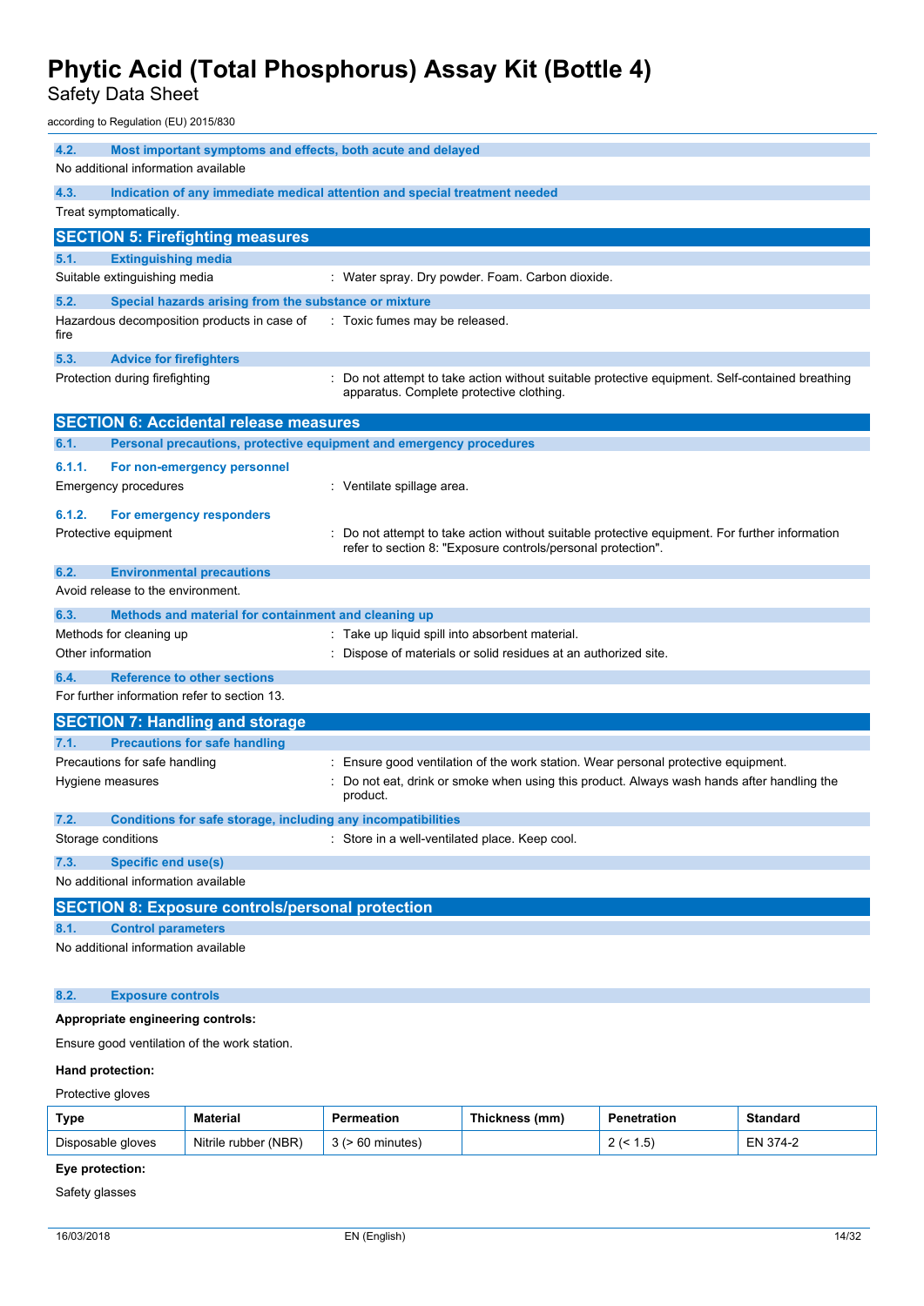### 4.2. Most important symptoms and effects, both acute and delayed

No additional information available

### 4.3. Indication of any immediate medical attention and special treatment needed

Treat symptomatically.

## SECTION 5: Firefighting measures

### 5.1. Extinguishing media

Suitable extinguishing media : Water spray. Dry powder. Foam. Carbon dioxide.

### 5.2. Special hazards arising from the substance or mixture

Hazardous decomposition products in case of fire : Toxic fumes may be released.

### 5.3. Advice for firefighters

Protection during firefighting : Do not attempt to take action without suitable protective equipment. Self-contained breathing apparatus. Complete protective clothing.

## SECTION 6: Accidental release measures

### 6.1. Personal precautions, protective equipment and emergency procedures

#### 6.1.1. For non-emergency personnel

Emergency procedures : Ventilate spillage area.

#### 6.1.2. For emergency responders

Protective equipment : Do not attempt to take action without suitable protective equipment. For further information refer to section 8: "Exposure controls/personal protection".

### 6.2. Environmental precautions

Avoid release to the environment.

### 6.3. Methods and material for containment and cleaning up

Methods for cleaning up : Take up liquid spill into absorbent material.

Other information : Dispose of materials or solid residues at an authorized site.

### 6.4. Reference to other sections

For further information refer to section 13.

## SECTION 7: Handling and storage

### 7.1. Precautions for safe handling

Precautions for safe handling : Ensure good ventilation of the work station. Wear personal protective equipment.

Hygiene measures : Do not eat, drink or smoke when using this product. Always wash hands after handling the product.

### 7.2. Conditions for safe storage, including any incompatibilities

Storage conditions : Store in a well-ventilated place. Keep cool.

### 7.3. Specific end use(s)

No additional information available

## SECTION 8: Exposure controls/personal protection

### 8.1. Control parameters

No additional information available

### 8.2. Exposure controls

**Appropriate engineering controls:**

Ensure good ventilation of the work station.

**Hand protection:**

Protective gloves

| Type | Material | Permeation | Thickness (mm) | Penetration | Standard |
|---|---|---|---|---|---|
| Disposable gloves | Nitrile rubber (NBR) | 3 (> 60 minutes) | | 2 (< 1.5) | EN 374-2 |

**Eye protection:**

Safety glasses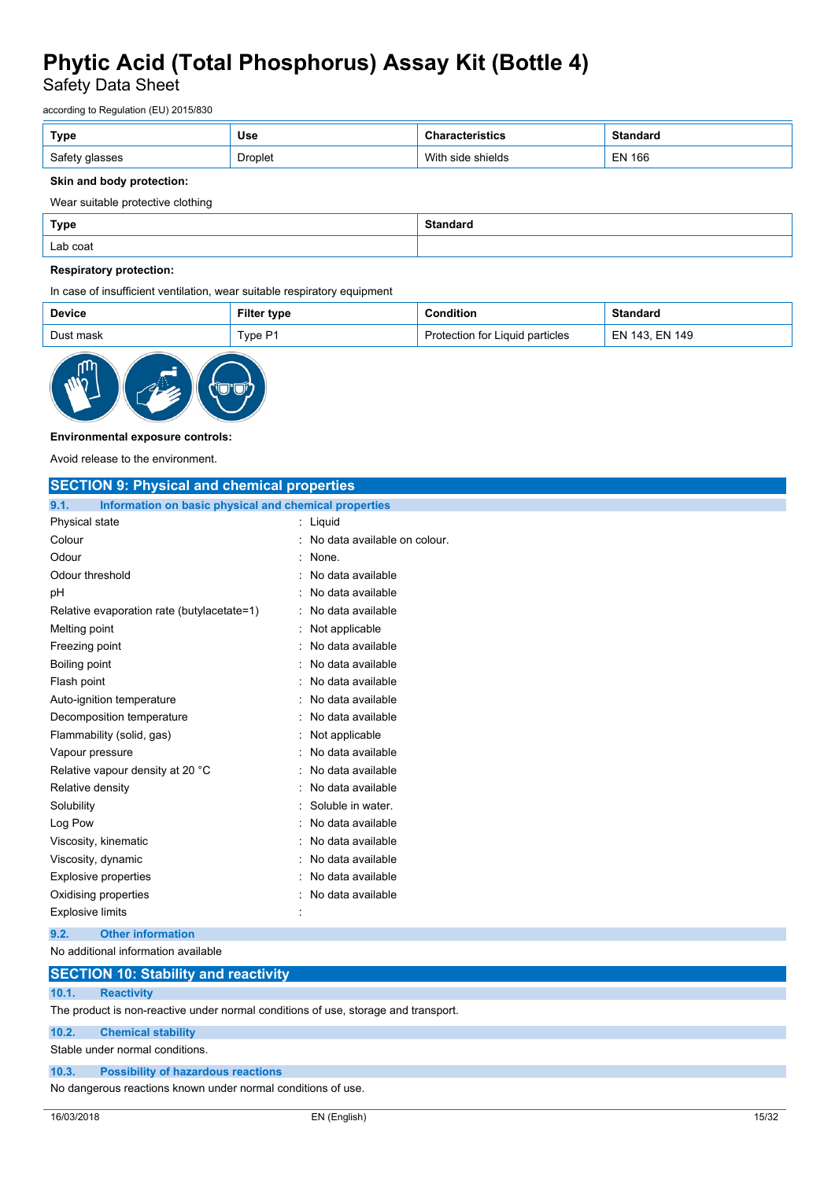| Type | Use | Characteristics | Standard |
|---|---|---|---|
| Safety glasses | Droplet | With side shields | EN 166 |

**Skin and body protection:**

Wear suitable protective clothing

| Type | Standard |
|---|---|
| Lab coat | |

**Respiratory protection:**

In case of insufficient ventilation, wear suitable respiratory equipment

| Device | Filter type | Condition | Standard |
|---|---|---|---|
| Dust mask | Type P1 | Protection for Liquid particles | EN 143, EN 149 |

**Environmental exposure controls:**

Avoid release to the environment.

## SECTION 9: Physical and chemical properties

### 9.1. Information on basic physical and chemical properties

| | |
|---|---|
| Physical state | : Liquid |
| Colour | : No data available on colour. |
| Odour | : None. |
| Odour threshold | : No data available |
| pH | : No data available |
| Relative evaporation rate (butylacetate=1) | : No data available |
| Melting point | : Not applicable |
| Freezing point | : No data available |
| Boiling point | : No data available |
| Flash point | : No data available |
| Auto-ignition temperature | : No data available |
| Decomposition temperature | : No data available |
| Flammability (solid, gas) | : Not applicable |
| Vapour pressure | : No data available |
| Relative vapour density at 20 °C | : No data available |
| Relative density | : No data available |
| Solubility | : Soluble in water. |
| Log Pow | : No data available |
| Viscosity, kinematic | : No data available |
| Viscosity, dynamic | : No data available |
| Explosive properties | : No data available |
| Oxidising properties | : No data available |
| Explosive limits | : |

### 9.2. Other information

No additional information available

## SECTION 10: Stability and reactivity

### 10.1. Reactivity

The product is non-reactive under normal conditions of use, storage and transport.

### 10.2. Chemical stability

Stable under normal conditions.

### 10.3. Possibility of hazardous reactions

No dangerous reactions known under normal conditions of use.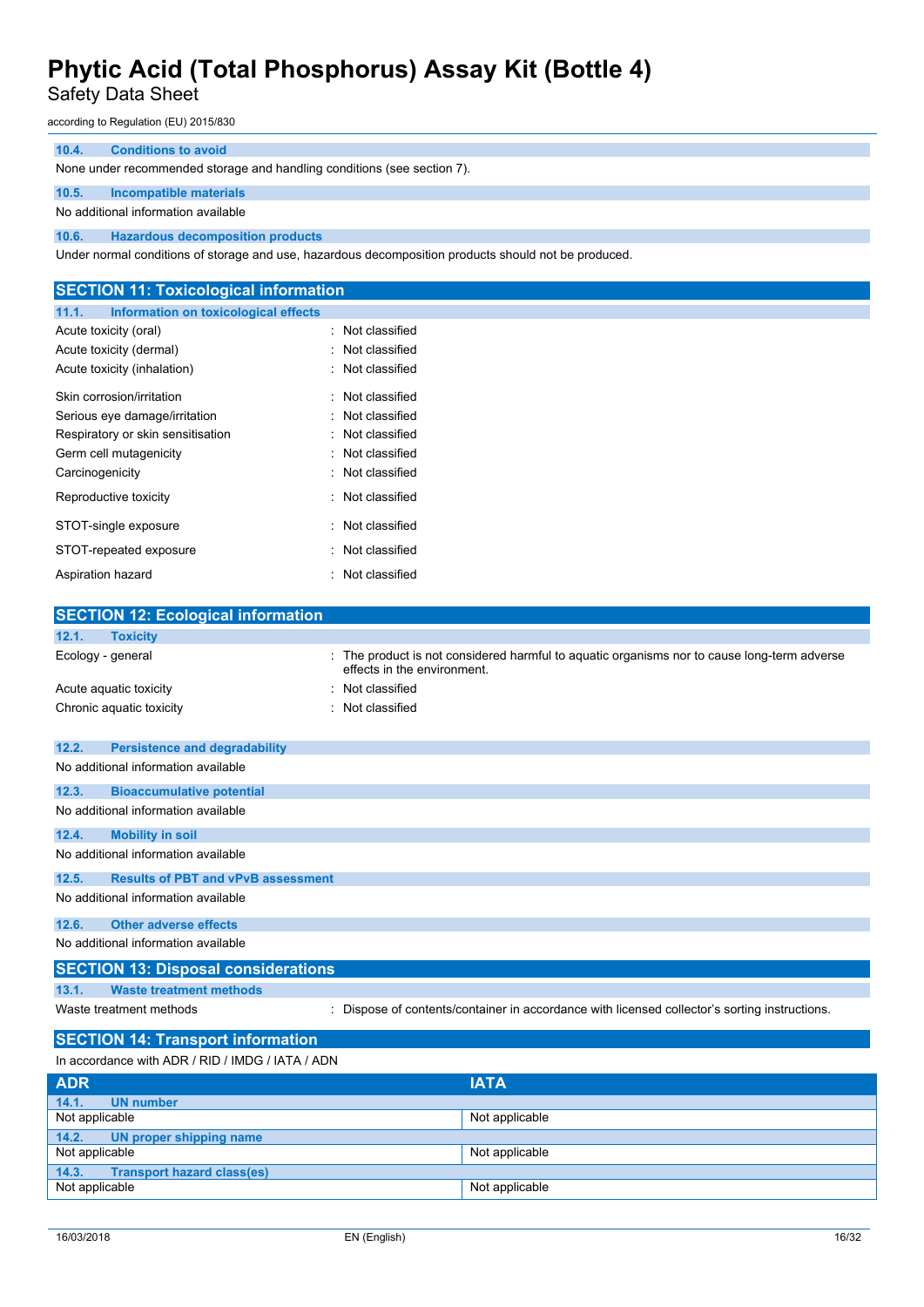#### 10.4. Conditions to avoid

None under recommended storage and handling conditions (see section 7).

#### 10.5. Incompatible materials

No additional information available

#### 10.6. Hazardous decomposition products

Under normal conditions of storage and use, hazardous decomposition products should not be produced.

## SECTION 11: Toxicological information

#### 11.1. Information on toxicological effects

| | |
|---|---|
| Acute toxicity (oral) | : Not classified |
| Acute toxicity (dermal) | : Not classified |
| Acute toxicity (inhalation) | : Not classified |
| Skin corrosion/irritation | : Not classified |
| Serious eye damage/irritation | : Not classified |
| Respiratory or skin sensitisation | : Not classified |
| Germ cell mutagenicity | : Not classified |
| Carcinogenicity | : Not classified |
| Reproductive toxicity | : Not classified |
| STOT-single exposure | : Not classified |
| STOT-repeated exposure | : Not classified |
| Aspiration hazard | : Not classified |

## SECTION 12: Ecological information

#### 12.1. Toxicity

| | |
|---|---|
| Ecology - general | : The product is not considered harmful to aquatic organisms nor to cause long-term adverse effects in the environment. |
| Acute aquatic toxicity | : Not classified |
| Chronic aquatic toxicity | : Not classified |

#### 12.2. Persistence and degradability

No additional information available

#### 12.3. Bioaccumulative potential

No additional information available

#### 12.4. Mobility in soil

No additional information available

#### 12.5. Results of PBT and vPvB assessment

No additional information available

#### 12.6. Other adverse effects

No additional information available

## SECTION 13: Disposal considerations

#### 13.1. Waste treatment methods

| | |
|---|---|
| Waste treatment methods | : Dispose of contents/container in accordance with licensed collector's sorting instructions. |

## SECTION 14: Transport information

In accordance with ADR / RID / IMDG / IATA / ADN

| ADR | IATA |
|---|---|
| **14.1. UN number** | |
| Not applicable | Not applicable |
| **14.2. UN proper shipping name** | |
| Not applicable | Not applicable |
| **14.3. Transport hazard class(es)** | |
| Not applicable | Not applicable |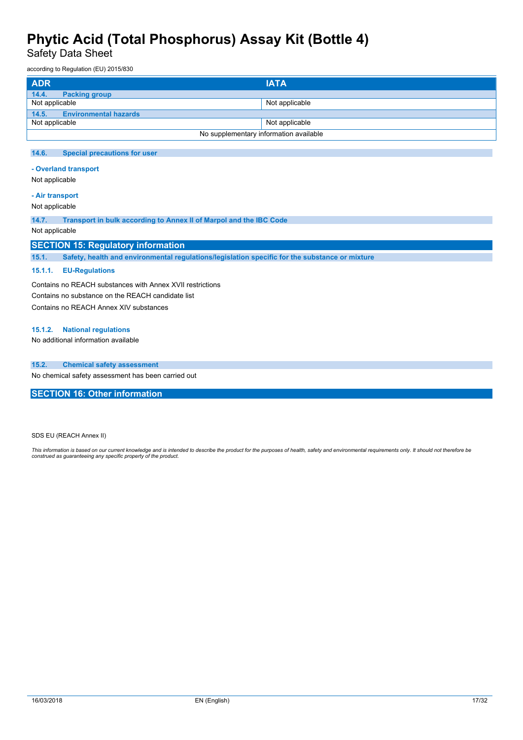| ADR | IATA |
|---|---|
| **14.4. Packing group** | |
| Not applicable | Not applicable |
| **14.5. Environmental hazards** | |
| Not applicable | Not applicable |
| No supplementary information available | |

### 14.6. Special precautions for user

**- Overland transport**

Not applicable

**- Air transport**

Not applicable

### 14.7. Transport in bulk according to Annex II of Marpol and the IBC Code

Not applicable

## SECTION 15: Regulatory information

### 15.1. Safety, health and environmental regulations/legislation specific for the substance or mixture

#### 15.1.1. EU-Regulations

Contains no REACH substances with Annex XVII restrictions

Contains no substance on the REACH candidate list

Contains no REACH Annex XIV substances

#### 15.1.2. National regulations

No additional information available

### 15.2. Chemical safety assessment

No chemical safety assessment has been carried out

## SECTION 16: Other information

SDS EU (REACH Annex II)

*This information is based on our current knowledge and is intended to describe the product for the purposes of health, safety and environmental requirements only. It should not therefore be construed as guaranteeing any specific property of the product.*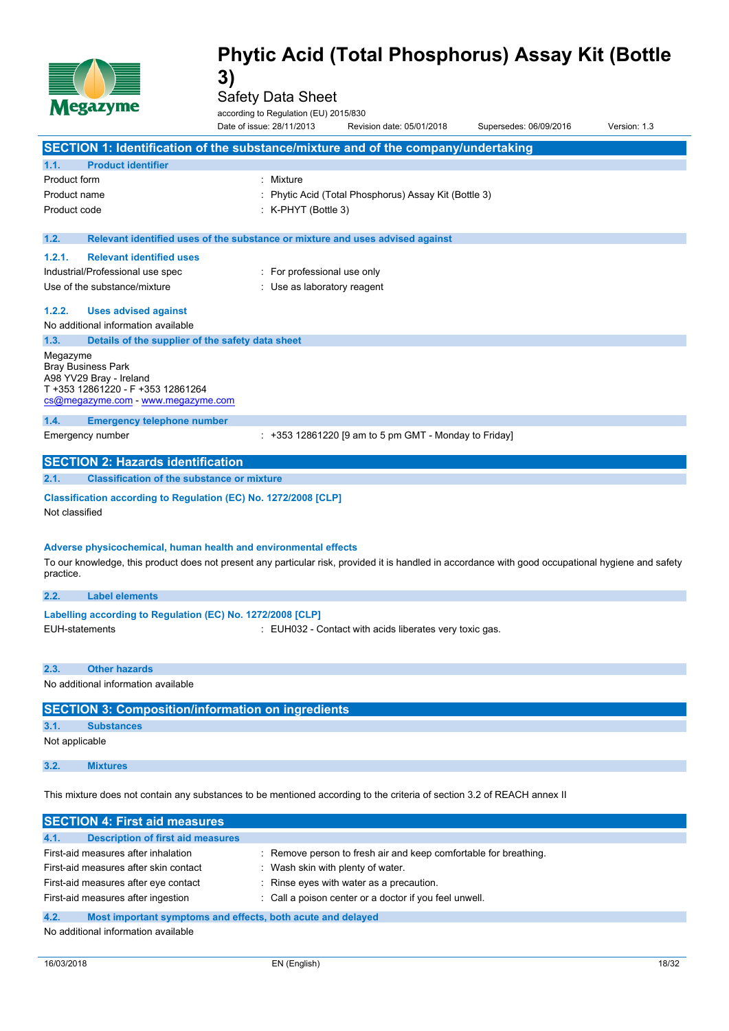# Phytic Acid (Total Phosphorus) Assay Kit (Bottle 3)

Safety Data Sheet

according to Regulation (EU) 2015/830

Date of issue: 28/11/2013 Revision date: 05/01/2018 Supersedes: 06/09/2016 Version: 1.3

## SECTION 1: Identification of the substance/mixture and of the company/undertaking

### 1.1. Product identifier

| | |
|---|---|
| Product form | : Mixture |
| Product name | : Phytic Acid (Total Phosphorus) Assay Kit (Bottle 3) |
| Product code | : K-PHYT (Bottle 3) |

### 1.2. Relevant identified uses of the substance or mixture and uses advised against

#### 1.2.1. Relevant identified uses

| | |
|---|---|
| Industrial/Professional use spec | : For professional use only |
| Use of the substance/mixture | : Use as laboratory reagent |

#### 1.2.2. Uses advised against

No additional information available

### 1.3. Details of the supplier of the safety data sheet

Megazyme
Bray Business Park
A98 YV29 Bray - Ireland
T +353 12861220 - F +353 12861264
cs@megazyme.com - www.megazyme.com

### 1.4. Emergency telephone number

| | |
|---|---|
| Emergency number | : +353 12861220 [9 am to 5 pm GMT - Monday to Friday] |

## SECTION 2: Hazards identification

### 2.1. Classification of the substance or mixture

**Classification according to Regulation (EC) No. 1272/2008 [CLP]**

Not classified

**Adverse physicochemical, human health and environmental effects**

To our knowledge, this product does not present any particular risk, provided it is handled in accordance with good occupational hygiene and safety practice.

### 2.2. Label elements

**Labelling according to Regulation (EC) No. 1272/2008 [CLP]**

| | |
|---|---|
| EUH-statements | : EUH032 - Contact with acids liberates very toxic gas. |

### 2.3. Other hazards

No additional information available

## SECTION 3: Composition/information on ingredients

### 3.1. Substances

Not applicable

### 3.2. Mixtures

This mixture does not contain any substances to be mentioned according to the criteria of section 3.2 of REACH annex II

## SECTION 4: First aid measures

### 4.1. Description of first aid measures

| | |
|---|---|
| First-aid measures after inhalation | : Remove person to fresh air and keep comfortable for breathing. |
| First-aid measures after skin contact | : Wash skin with plenty of water. |
| First-aid measures after eye contact | : Rinse eyes with water as a precaution. |
| First-aid measures after ingestion | : Call a poison center or a doctor if you feel unwell. |

### 4.2. Most important symptoms and effects, both acute and delayed

No additional information available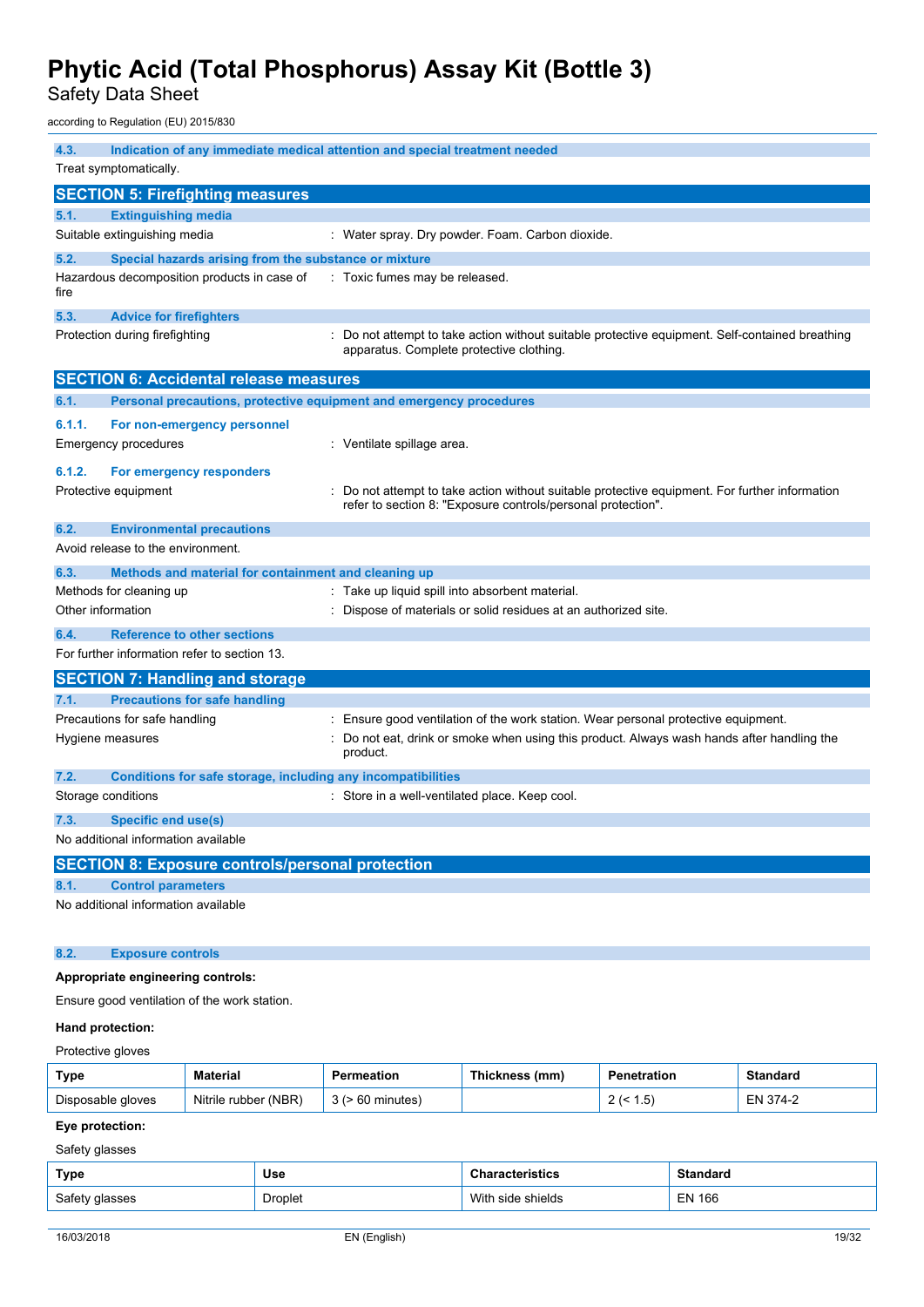### 4.3. Indication of any immediate medical attention and special treatment needed

Treat symptomatically.

## SECTION 5: Firefighting measures

### 5.1. Extinguishing media

Suitable extinguishing media : Water spray. Dry powder. Foam. Carbon dioxide.

### 5.2. Special hazards arising from the substance or mixture

Hazardous decomposition products in case of fire : Toxic fumes may be released.

### 5.3. Advice for firefighters

Protection during firefighting : Do not attempt to take action without suitable protective equipment. Self-contained breathing apparatus. Complete protective clothing.

## SECTION 6: Accidental release measures

### 6.1. Personal precautions, protective equipment and emergency procedures

#### 6.1.1. For non-emergency personnel

Emergency procedures : Ventilate spillage area.

#### 6.1.2. For emergency responders

Protective equipment : Do not attempt to take action without suitable protective equipment. For further information refer to section 8: "Exposure controls/personal protection".

### 6.2. Environmental precautions

Avoid release to the environment.

### 6.3. Methods and material for containment and cleaning up

Methods for cleaning up : Take up liquid spill into absorbent material.

Other information : Dispose of materials or solid residues at an authorized site.

### 6.4. Reference to other sections

For further information refer to section 13.

## SECTION 7: Handling and storage

### 7.1. Precautions for safe handling

Precautions for safe handling : Ensure good ventilation of the work station. Wear personal protective equipment.

Hygiene measures : Do not eat, drink or smoke when using this product. Always wash hands after handling the product.

### 7.2. Conditions for safe storage, including any incompatibilities

Storage conditions : Store in a well-ventilated place. Keep cool.

### 7.3. Specific end use(s)

No additional information available

## SECTION 8: Exposure controls/personal protection

### 8.1. Control parameters

No additional information available

### 8.2. Exposure controls

**Appropriate engineering controls:**

Ensure good ventilation of the work station.

**Hand protection:**

Protective gloves

| Type | Material | Permeation | Thickness (mm) | Penetration | Standard |
|---|---|---|---|---|---|
| Disposable gloves | Nitrile rubber (NBR) | 3 (> 60 minutes) | | 2 (< 1.5) | EN 374-2 |

**Eye protection:**

Safety glasses

| Type | Use | Characteristics | Standard |
|---|---|---|---|
| Safety glasses | Droplet | With side shields | EN 166 |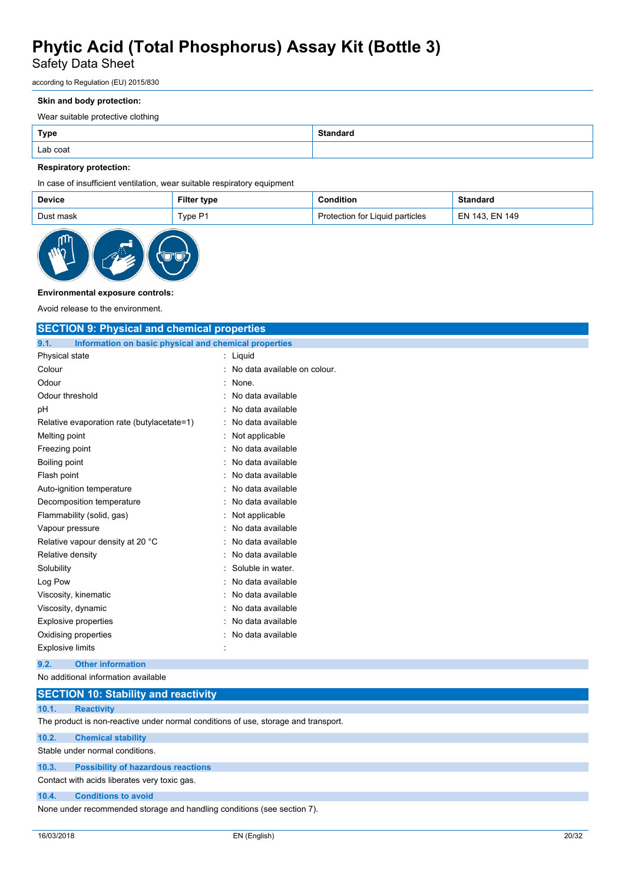**Skin and body protection:**

Wear suitable protective clothing

| Type | Standard |
| --- | --- |
| Lab coat | |

**Respiratory protection:**

In case of insufficient ventilation, wear suitable respiratory equipment

| Device | Filter type | Condition | Standard |
| --- | --- | --- | --- |
| Dust mask | Type P1 | Protection for Liquid particles | EN 143, EN 149 |

**Environmental exposure controls:**

Avoid release to the environment.

## SECTION 9: Physical and chemical properties

### 9.1. Information on basic physical and chemical properties

| | |
| --- | --- |
| Physical state | : Liquid |
| Colour | : No data available on colour. |
| Odour | : None. |
| Odour threshold | : No data available |
| pH | : No data available |
| Relative evaporation rate (butylacetate=1) | : No data available |
| Melting point | : Not applicable |
| Freezing point | : No data available |
| Boiling point | : No data available |
| Flash point | : No data available |
| Auto-ignition temperature | : No data available |
| Decomposition temperature | : No data available |
| Flammability (solid, gas) | : Not applicable |
| Vapour pressure | : No data available |
| Relative vapour density at 20 °C | : No data available |
| Relative density | : No data available |
| Solubility | : Soluble in water. |
| Log Pow | : No data available |
| Viscosity, kinematic | : No data available |
| Viscosity, dynamic | : No data available |
| Explosive properties | : No data available |
| Oxidising properties | : No data available |
| Explosive limits | : |

### 9.2. Other information

No additional information available

## SECTION 10: Stability and reactivity

### 10.1. Reactivity

The product is non-reactive under normal conditions of use, storage and transport.

### 10.2. Chemical stability

Stable under normal conditions.

### 10.3. Possibility of hazardous reactions

Contact with acids liberates very toxic gas.

### 10.4. Conditions to avoid

None under recommended storage and handling conditions (see section 7).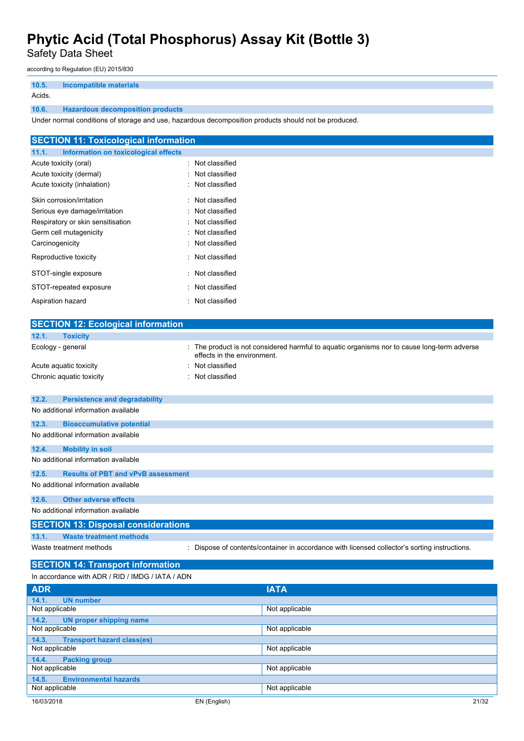#### 10.5. Incompatible materials

Acids.

#### 10.6. Hazardous decomposition products

Under normal conditions of storage and use, hazardous decomposition products should not be produced.

## SECTION 11: Toxicological information

### 11.1. Information on toxicological effects

| | |
|---|---|
| Acute toxicity (oral) | : Not classified |
| Acute toxicity (dermal) | : Not classified |
| Acute toxicity (inhalation) | : Not classified |
| Skin corrosion/irritation | : Not classified |
| Serious eye damage/irritation | : Not classified |
| Respiratory or skin sensitisation | : Not classified |
| Germ cell mutagenicity | : Not classified |
| Carcinogenicity | : Not classified |
| Reproductive toxicity | : Not classified |
| STOT-single exposure | : Not classified |
| STOT-repeated exposure | : Not classified |
| Aspiration hazard | : Not classified |

## SECTION 12: Ecological information

### 12.1. Toxicity

| | |
|---|---|
| Ecology - general | : The product is not considered harmful to aquatic organisms nor to cause long-term adverse effects in the environment. |
| Acute aquatic toxicity | : Not classified |
| Chronic aquatic toxicity | : Not classified |

### 12.2. Persistence and degradability

No additional information available

### 12.3. Bioaccumulative potential

No additional information available

### 12.4. Mobility in soil

No additional information available

### 12.5. Results of PBT and vPvB assessment

No additional information available

### 12.6. Other adverse effects

No additional information available

## SECTION 13: Disposal considerations

### 13.1. Waste treatment methods

| | |
|---|---|
| Waste treatment methods | : Dispose of contents/container in accordance with licensed collector's sorting instructions. |

## SECTION 14: Transport information

In accordance with ADR / RID / IMDG / IATA / ADN

| ADR | IATA |
|---|---|
| **14.1. UN number** | |
| Not applicable | Not applicable |
| **14.2. UN proper shipping name** | |
| Not applicable | Not applicable |
| **14.3. Transport hazard class(es)** | |
| Not applicable | Not applicable |
| **14.4. Packing group** | |
| Not applicable | Not applicable |
| **14.5. Environmental hazards** | |
| Not applicable | Not applicable |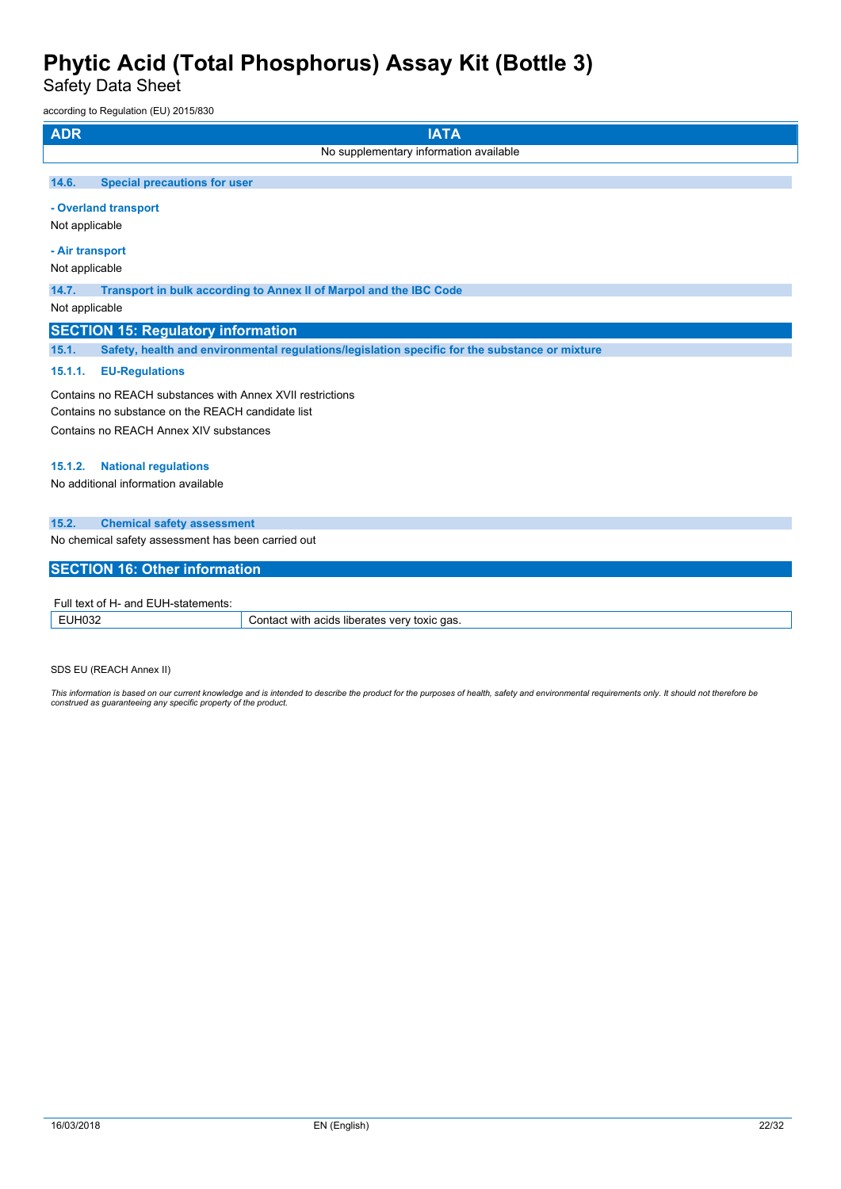| ADR | IATA |
| --- | --- |
| | No supplementary information available |

### 14.6. Special precautions for user

**- Overland transport**

Not applicable

**- Air transport**

Not applicable

### 14.7. Transport in bulk according to Annex II of Marpol and the IBC Code

Not applicable

## SECTION 15: Regulatory information

### 15.1. Safety, health and environmental regulations/legislation specific for the substance or mixture

#### 15.1.1. EU-Regulations

Contains no REACH substances with Annex XVII restrictions

Contains no substance on the REACH candidate list

Contains no REACH Annex XIV substances

#### 15.1.2. National regulations

No additional information available

### 15.2. Chemical safety assessment

No chemical safety assessment has been carried out

## SECTION 16: Other information

Full text of H- and EUH-statements:

| EUH032 | Contact with acids liberates very toxic gas. |
| --- | --- |

SDS EU (REACH Annex II)

*This information is based on our current knowledge and is intended to describe the product for the purposes of health, safety and environmental requirements only. It should not therefore be construed as guaranteeing any specific property of the product.*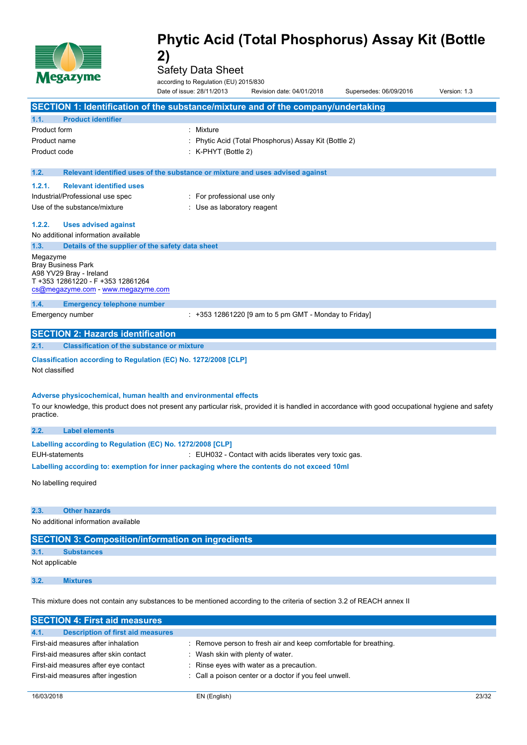# Phytic Acid (Total Phosphorus) Assay Kit (Bottle 2)

Safety Data Sheet

according to Regulation (EU) 2015/830

Date of issue: 28/11/2013 Revision date: 04/01/2018 Supersedes: 06/09/2016 Version: 1.3

## SECTION 1: Identification of the substance/mixture and of the company/undertaking

### 1.1. Product identifier

| | |
|---|---|
| Product form | : Mixture |
| Product name | : Phytic Acid (Total Phosphorus) Assay Kit (Bottle 2) |
| Product code | : K-PHYT (Bottle 2) |

### 1.2. Relevant identified uses of the substance or mixture and uses advised against

#### 1.2.1. Relevant identified uses

| | |
|---|---|
| Industrial/Professional use spec | : For professional use only |
| Use of the substance/mixture | : Use as laboratory reagent |

#### 1.2.2. Uses advised against

No additional information available

### 1.3. Details of the supplier of the safety data sheet

Megazyme
Bray Business Park
A98 YV29 Bray - Ireland
T +353 12861220 - F +353 12861264
cs@megazyme.com - www.megazyme.com

### 1.4. Emergency telephone number

| | |
|---|---|
| Emergency number | : +353 12861220 [9 am to 5 pm GMT - Monday to Friday] |

## SECTION 2: Hazards identification

### 2.1. Classification of the substance or mixture

**Classification according to Regulation (EC) No. 1272/2008 [CLP]**

Not classified

**Adverse physicochemical, human health and environmental effects**

To our knowledge, this product does not present any particular risk, provided it is handled in accordance with good occupational hygiene and safety practice.

### 2.2. Label elements

**Labelling according to Regulation (EC) No. 1272/2008 [CLP]**

| | |
|---|---|
| EUH-statements | : EUH032 - Contact with acids liberates very toxic gas. |

**Labelling according to: exemption for inner packaging where the contents do not exceed 10ml**

No labelling required

### 2.3. Other hazards

No additional information available

## SECTION 3: Composition/information on ingredients

### 3.1. Substances

Not applicable

### 3.2. Mixtures

This mixture does not contain any substances to be mentioned according to the criteria of section 3.2 of REACH annex II

## SECTION 4: First aid measures

### 4.1. Description of first aid measures

| | |
|---|---|
| First-aid measures after inhalation | : Remove person to fresh air and keep comfortable for breathing. |
| First-aid measures after skin contact | : Wash skin with plenty of water. |
| First-aid measures after eye contact | : Rinse eyes with water as a precaution. |
| First-aid measures after ingestion | : Call a poison center or a doctor if you feel unwell. |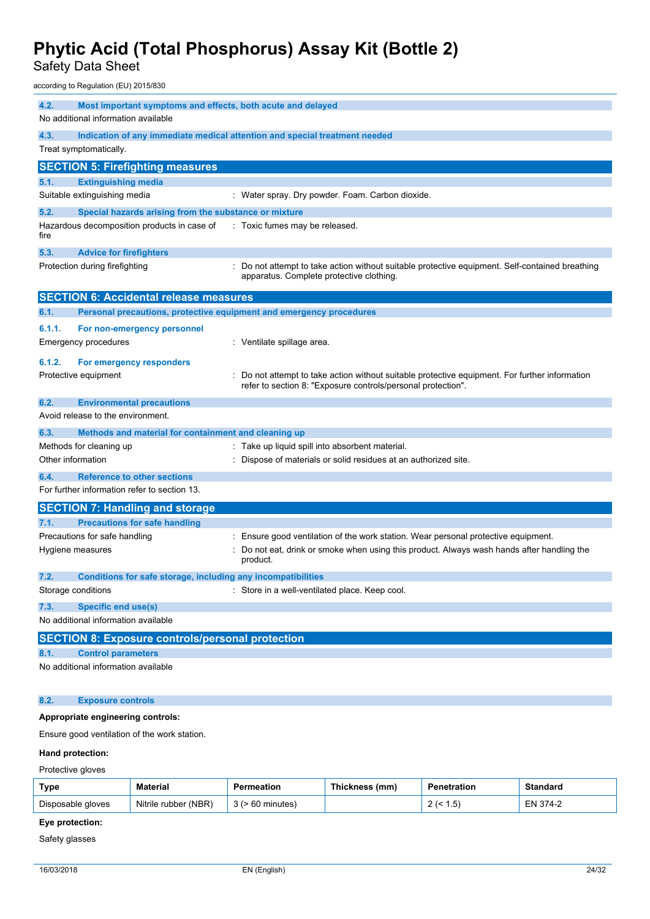### 4.2. Most important symptoms and effects, both acute and delayed

No additional information available

### 4.3. Indication of any immediate medical attention and special treatment needed

Treat symptomatically.

## SECTION 5: Firefighting measures

### 5.1. Extinguishing media

Suitable extinguishing media : Water spray. Dry powder. Foam. Carbon dioxide.

### 5.2. Special hazards arising from the substance or mixture

Hazardous decomposition products in case of fire : Toxic fumes may be released.

### 5.3. Advice for firefighters

Protection during firefighting : Do not attempt to take action without suitable protective equipment. Self-contained breathing apparatus. Complete protective clothing.

## SECTION 6: Accidental release measures

### 6.1. Personal precautions, protective equipment and emergency procedures

#### 6.1.1. For non-emergency personnel

Emergency procedures : Ventilate spillage area.

#### 6.1.2. For emergency responders

Protective equipment : Do not attempt to take action without suitable protective equipment. For further information refer to section 8: "Exposure controls/personal protection".

### 6.2. Environmental precautions

Avoid release to the environment.

### 6.3. Methods and material for containment and cleaning up

Methods for cleaning up : Take up liquid spill into absorbent material.

Other information : Dispose of materials or solid residues at an authorized site.

### 6.4. Reference to other sections

For further information refer to section 13.

## SECTION 7: Handling and storage

### 7.1. Precautions for safe handling

Precautions for safe handling : Ensure good ventilation of the work station. Wear personal protective equipment.

Hygiene measures : Do not eat, drink or smoke when using this product. Always wash hands after handling the product.

### 7.2. Conditions for safe storage, including any incompatibilities

Storage conditions : Store in a well-ventilated place. Keep cool.

### 7.3. Specific end use(s)

No additional information available

## SECTION 8: Exposure controls/personal protection

### 8.1. Control parameters

No additional information available

### 8.2. Exposure controls

**Appropriate engineering controls:**

Ensure good ventilation of the work station.

**Hand protection:**

Protective gloves

| Type | Material | Permeation | Thickness (mm) | Penetration | Standard |
|---|---|---|---|---|---|
| Disposable gloves | Nitrile rubber (NBR) | 3 (> 60 minutes) | | 2 (< 1.5) | EN 374-2 |

**Eye protection:**

Safety glasses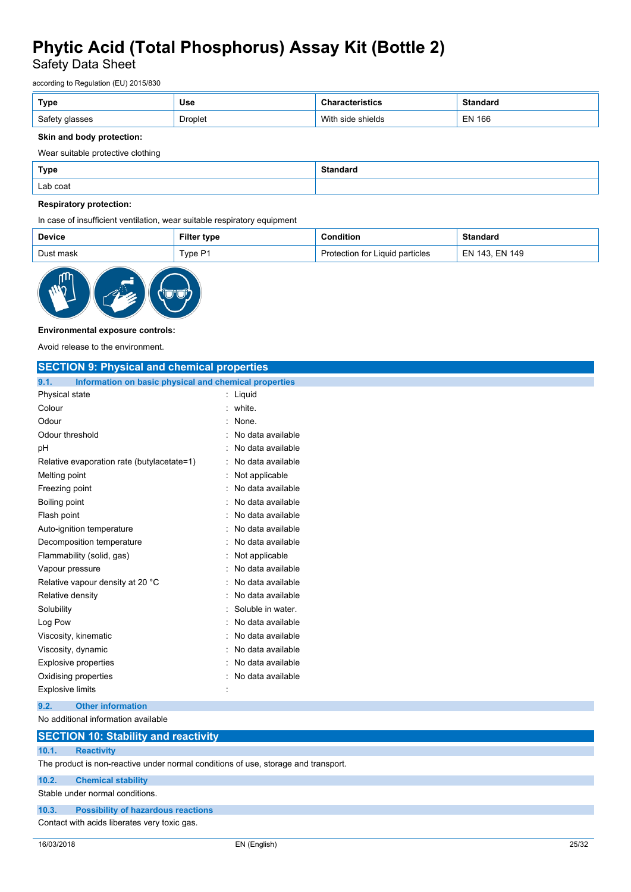| Type | Use | Characteristics | Standard |
|---|---|---|---|
| Safety glasses | Droplet | With side shields | EN 166 |

**Skin and body protection:**

Wear suitable protective clothing

| Type | Standard |
|---|---|
| Lab coat | |

**Respiratory protection:**

In case of insufficient ventilation, wear suitable respiratory equipment

| Device | Filter type | Condition | Standard |
|---|---|---|---|
| Dust mask | Type P1 | Protection for Liquid particles | EN 143, EN 149 |

**Environmental exposure controls:**

Avoid release to the environment.

## SECTION 9: Physical and chemical properties

### 9.1. Information on basic physical and chemical properties

| | |
|---|---|
| Physical state | : Liquid |
| Colour | : white. |
| Odour | : None. |
| Odour threshold | : No data available |
| pH | : No data available |
| Relative evaporation rate (butylacetate=1) | : No data available |
| Melting point | : Not applicable |
| Freezing point | : No data available |
| Boiling point | : No data available |
| Flash point | : No data available |
| Auto-ignition temperature | : No data available |
| Decomposition temperature | : No data available |
| Flammability (solid, gas) | : Not applicable |
| Vapour pressure | : No data available |
| Relative vapour density at 20 °C | : No data available |
| Relative density | : No data available |
| Solubility | : Soluble in water. |
| Log Pow | : No data available |
| Viscosity, kinematic | : No data available |
| Viscosity, dynamic | : No data available |
| Explosive properties | : No data available |
| Oxidising properties | : No data available |
| Explosive limits | : |

### 9.2. Other information

No additional information available

## SECTION 10: Stability and reactivity

### 10.1. Reactivity

The product is non-reactive under normal conditions of use, storage and transport.

### 10.2. Chemical stability

Stable under normal conditions.

### 10.3. Possibility of hazardous reactions

Contact with acids liberates very toxic gas.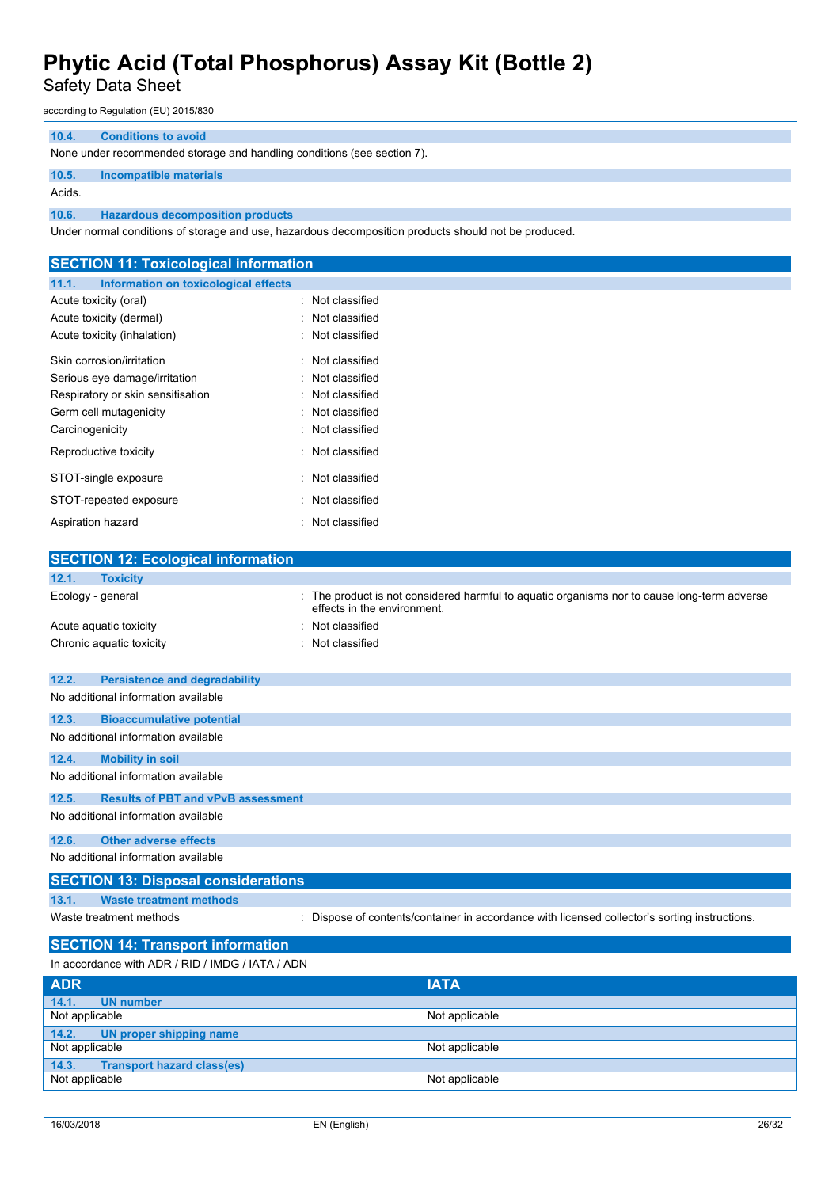#### 10.4. Conditions to avoid

None under recommended storage and handling conditions (see section 7).

#### 10.5. Incompatible materials

Acids.

#### 10.6. Hazardous decomposition products

Under normal conditions of storage and use, hazardous decomposition products should not be produced.

## SECTION 11: Toxicological information

#### 11.1. Information on toxicological effects

| | |
|---|---|
| Acute toxicity (oral) | : Not classified |
| Acute toxicity (dermal) | : Not classified |
| Acute toxicity (inhalation) | : Not classified |
| Skin corrosion/irritation | : Not classified |
| Serious eye damage/irritation | : Not classified |
| Respiratory or skin sensitisation | : Not classified |
| Germ cell mutagenicity | : Not classified |
| Carcinogenicity | : Not classified |
| Reproductive toxicity | : Not classified |
| STOT-single exposure | : Not classified |
| STOT-repeated exposure | : Not classified |
| Aspiration hazard | : Not classified |

## SECTION 12: Ecological information

#### 12.1. Toxicity

| | |
|---|---|
| Ecology - general | : The product is not considered harmful to aquatic organisms nor to cause long-term adverse effects in the environment. |
| Acute aquatic toxicity | : Not classified |
| Chronic aquatic toxicity | : Not classified |

#### 12.2. Persistence and degradability

No additional information available

#### 12.3. Bioaccumulative potential

No additional information available

#### 12.4. Mobility in soil

No additional information available

#### 12.5. Results of PBT and vPvB assessment

No additional information available

#### 12.6. Other adverse effects

No additional information available

## SECTION 13: Disposal considerations

#### 13.1. Waste treatment methods

| | |
|---|---|
| Waste treatment methods | : Dispose of contents/container in accordance with licensed collector's sorting instructions. |

## SECTION 14: Transport information

In accordance with ADR / RID / IMDG / IATA / ADN

| ADR | IATA |
|---|---|
| **14.1. UN number** | |
| Not applicable | Not applicable |
| **14.2. UN proper shipping name** | |
| Not applicable | Not applicable |
| **14.3. Transport hazard class(es)** | |
| Not applicable | Not applicable |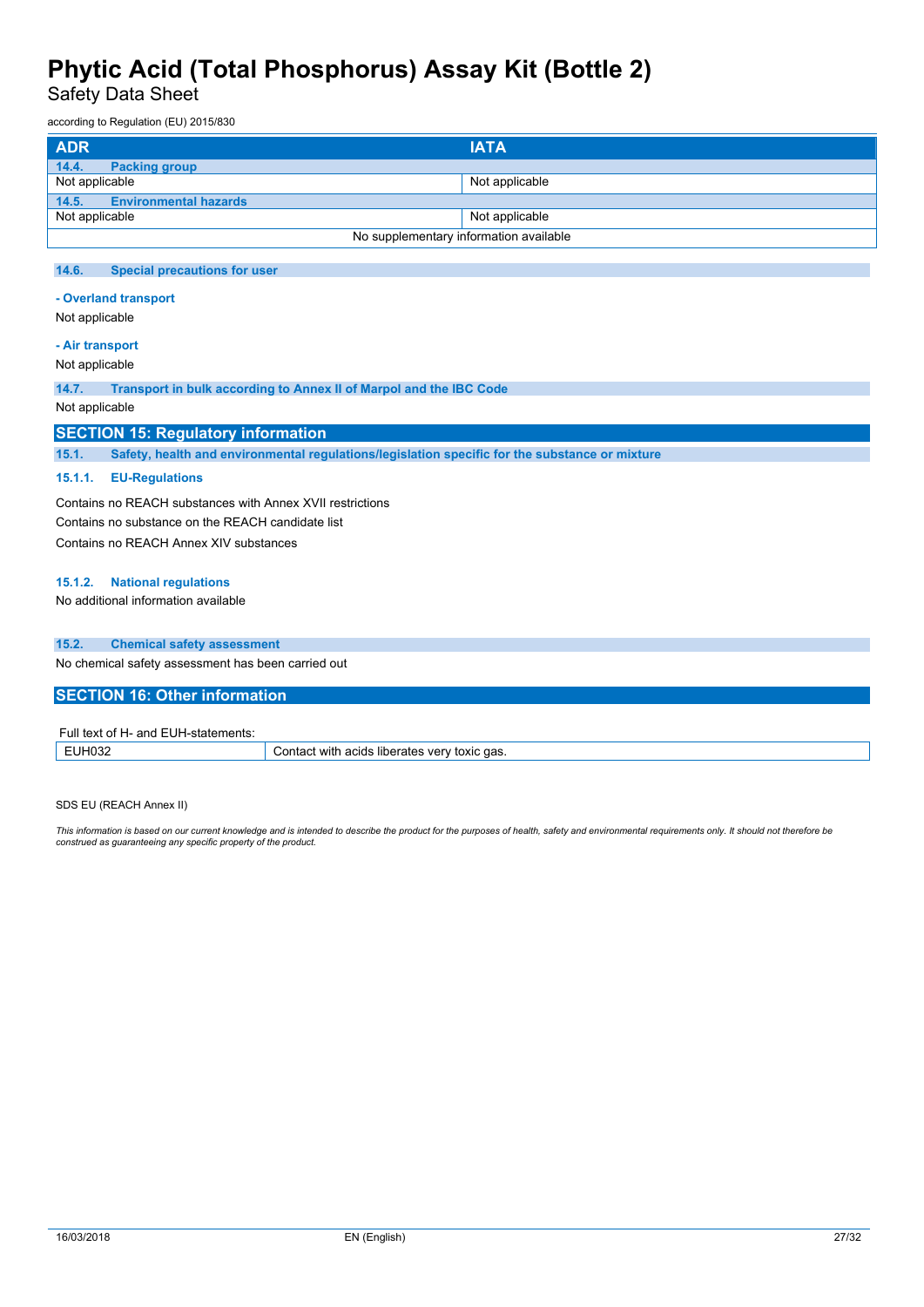| ADR | IATA |
|---|---|
| **14.4. Packing group** | |
| Not applicable | Not applicable |
| **14.5. Environmental hazards** | |
| Not applicable | Not applicable |
| No supplementary information available | |

### 14.6. Special precautions for user

**- Overland transport**

Not applicable

**- Air transport**

Not applicable

### 14.7. Transport in bulk according to Annex II of Marpol and the IBC Code

Not applicable

## SECTION 15: Regulatory information

### 15.1. Safety, health and environmental regulations/legislation specific for the substance or mixture

#### 15.1.1. EU-Regulations

Contains no REACH substances with Annex XVII restrictions

Contains no substance on the REACH candidate list

Contains no REACH Annex XIV substances

#### 15.1.2. National regulations

No additional information available

### 15.2. Chemical safety assessment

No chemical safety assessment has been carried out

## SECTION 16: Other information

Full text of H- and EUH-statements:

| EUH032 | Contact with acids liberates very toxic gas. |
|---|---|

SDS EU (REACH Annex II)

*This information is based on our current knowledge and is intended to describe the product for the purposes of health, safety and environmental requirements only. It should not therefore be construed as guaranteeing any specific property of the product.*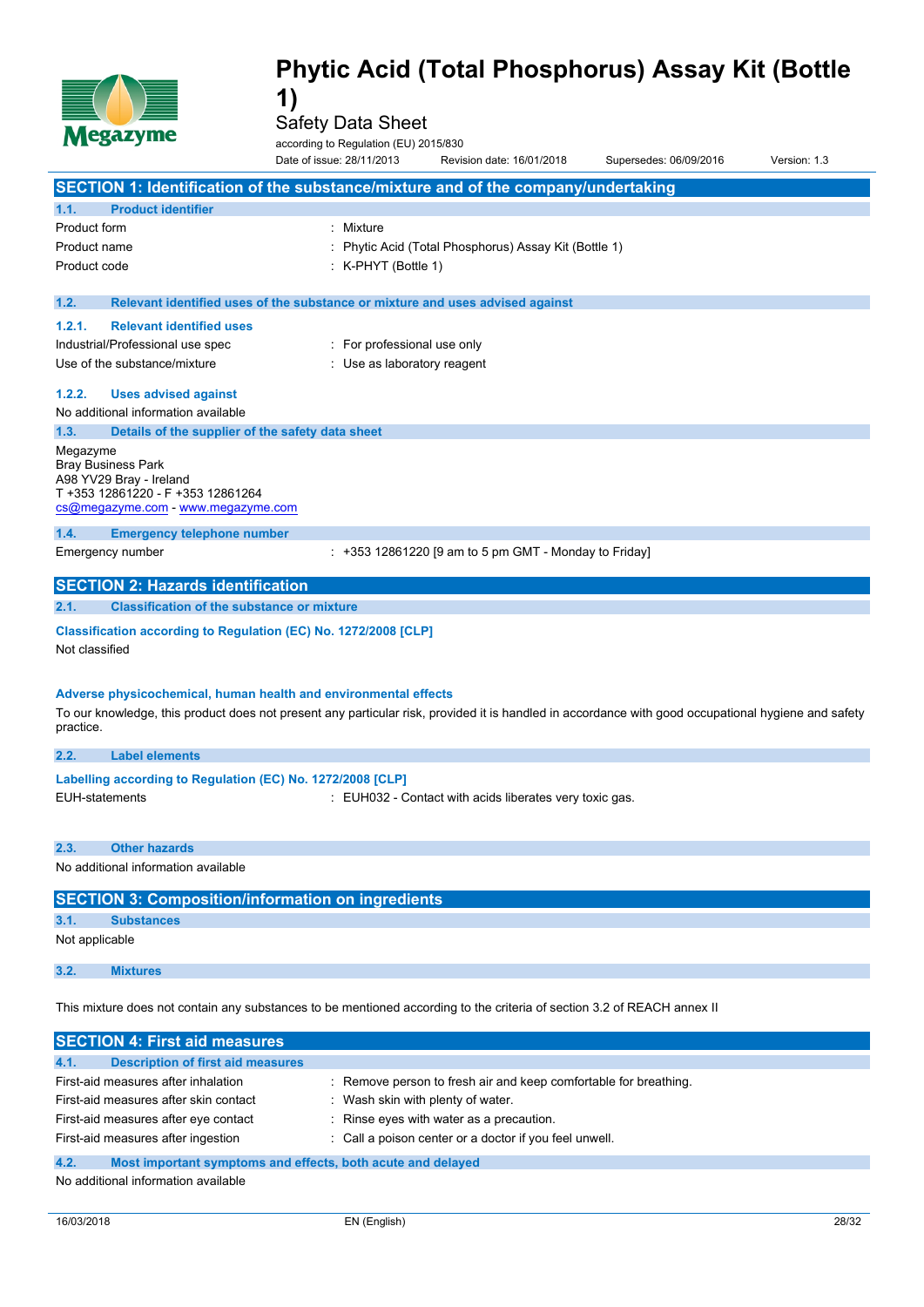# Phytic Acid (Total Phosphorus) Assay Kit (Bottle 1)

Safety Data Sheet

according to Regulation (EU) 2015/830

Date of issue: 28/11/2013 Revision date: 16/01/2018 Supersedes: 06/09/2016 Version: 1.3

## SECTION 1: Identification of the substance/mixture and of the company/undertaking

### 1.1. Product identifier

| | |
|---|---|
| Product form | : Mixture |
| Product name | : Phytic Acid (Total Phosphorus) Assay Kit (Bottle 1) |
| Product code | : K-PHYT (Bottle 1) |

### 1.2. Relevant identified uses of the substance or mixture and uses advised against

#### 1.2.1. Relevant identified uses

| | |
|---|---|
| Industrial/Professional use spec | : For professional use only |
| Use of the substance/mixture | : Use as laboratory reagent |

#### 1.2.2. Uses advised against

No additional information available

### 1.3. Details of the supplier of the safety data sheet

Megazyme
Bray Business Park
A98 YV29 Bray - Ireland
T +353 12861220 - F +353 12861264
cs@megazyme.com - www.megazyme.com

### 1.4. Emergency telephone number

| | |
|---|---|
| Emergency number | : +353 12861220 [9 am to 5 pm GMT - Monday to Friday] |

## SECTION 2: Hazards identification

### 2.1. Classification of the substance or mixture

**Classification according to Regulation (EC) No. 1272/2008 [CLP]**

Not classified

**Adverse physicochemical, human health and environmental effects**

To our knowledge, this product does not present any particular risk, provided it is handled in accordance with good occupational hygiene and safety practice.

### 2.2. Label elements

**Labelling according to Regulation (EC) No. 1272/2008 [CLP]**

| | |
|---|---|
| EUH-statements | : EUH032 - Contact with acids liberates very toxic gas. |

### 2.3. Other hazards

No additional information available

## SECTION 3: Composition/information on ingredients

### 3.1. Substances

Not applicable

### 3.2. Mixtures

This mixture does not contain any substances to be mentioned according to the criteria of section 3.2 of REACH annex II

## SECTION 4: First aid measures

### 4.1. Description of first aid measures

| | |
|---|---|
| First-aid measures after inhalation | : Remove person to fresh air and keep comfortable for breathing. |
| First-aid measures after skin contact | : Wash skin with plenty of water. |
| First-aid measures after eye contact | : Rinse eyes with water as a precaution. |
| First-aid measures after ingestion | : Call a poison center or a doctor if you feel unwell. |

### 4.2. Most important symptoms and effects, both acute and delayed

No additional information available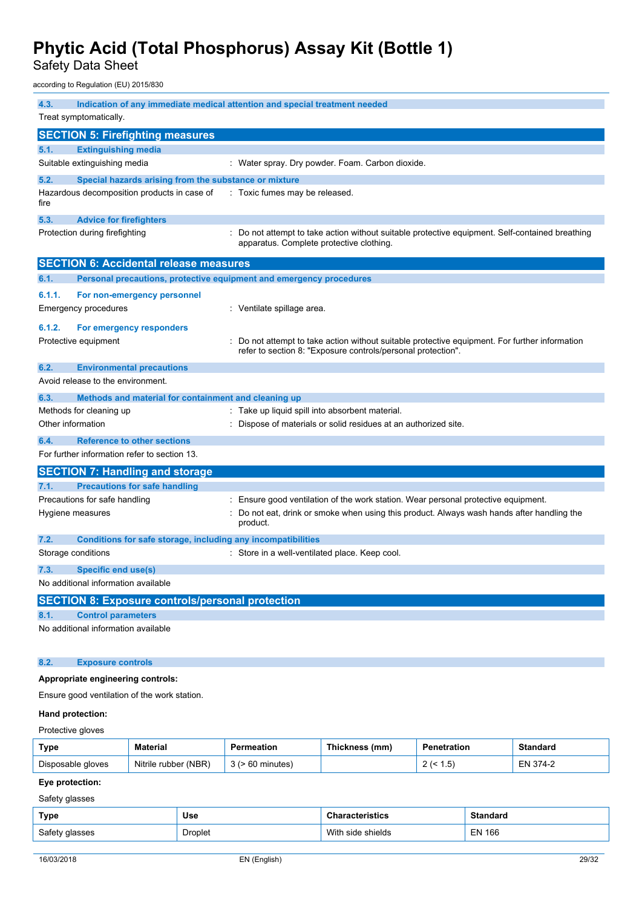### 4.3. Indication of any immediate medical attention and special treatment needed

Treat symptomatically.

## SECTION 5: Firefighting measures

### 5.1. Extinguishing media

Suitable extinguishing media : Water spray. Dry powder. Foam. Carbon dioxide.

### 5.2. Special hazards arising from the substance or mixture

Hazardous decomposition products in case of fire : Toxic fumes may be released.

### 5.3. Advice for firefighters

Protection during firefighting : Do not attempt to take action without suitable protective equipment. Self-contained breathing apparatus. Complete protective clothing.

## SECTION 6: Accidental release measures

### 6.1. Personal precautions, protective equipment and emergency procedures

#### 6.1.1. For non-emergency personnel

Emergency procedures : Ventilate spillage area.

#### 6.1.2. For emergency responders

Protective equipment : Do not attempt to take action without suitable protective equipment. For further information refer to section 8: "Exposure controls/personal protection".

### 6.2. Environmental precautions

Avoid release to the environment.

### 6.3. Methods and material for containment and cleaning up

Methods for cleaning up : Take up liquid spill into absorbent material.

Other information : Dispose of materials or solid residues at an authorized site.

### 6.4. Reference to other sections

For further information refer to section 13.

## SECTION 7: Handling and storage

### 7.1. Precautions for safe handling

Precautions for safe handling : Ensure good ventilation of the work station. Wear personal protective equipment.

Hygiene measures : Do not eat, drink or smoke when using this product. Always wash hands after handling the product.

### 7.2. Conditions for safe storage, including any incompatibilities

Storage conditions : Store in a well-ventilated place. Keep cool.

### 7.3. Specific end use(s)

No additional information available

## SECTION 8: Exposure controls/personal protection

### 8.1. Control parameters

No additional information available

### 8.2. Exposure controls

**Appropriate engineering controls:**

Ensure good ventilation of the work station.

**Hand protection:**

Protective gloves

| Type | Material | Permeation | Thickness (mm) | Penetration | Standard |
|---|---|---|---|---|---|
| Disposable gloves | Nitrile rubber (NBR) | 3 (> 60 minutes) | | 2 (< 1.5) | EN 374-2 |

**Eye protection:**

Safety glasses

| Type | Use | Characteristics | Standard |
|---|---|---|---|
| Safety glasses | Droplet | With side shields | EN 166 |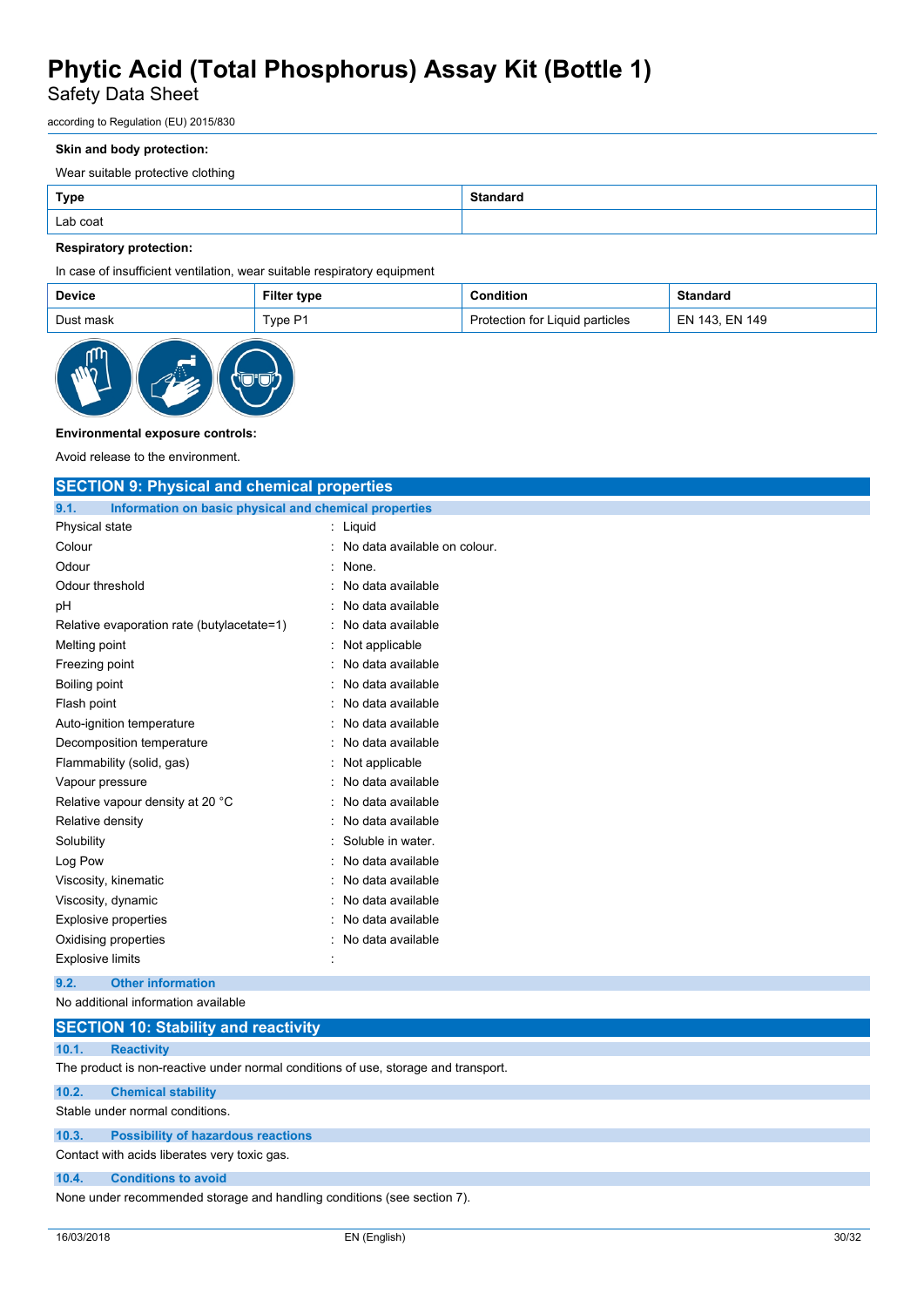**Skin and body protection:**

Wear suitable protective clothing

| Type | Standard |
|---|---|
| Lab coat | |

**Respiratory protection:**

In case of insufficient ventilation, wear suitable respiratory equipment

| Device | Filter type | Condition | Standard |
|---|---|---|---|
| Dust mask | Type P1 | Protection for Liquid particles | EN 143, EN 149 |

**Environmental exposure controls:**

Avoid release to the environment.

## SECTION 9: Physical and chemical properties

### 9.1. Information on basic physical and chemical properties

| | |
|---|---|
| Physical state | : Liquid |
| Colour | : No data available on colour. |
| Odour | : None. |
| Odour threshold | : No data available |
| pH | : No data available |
| Relative evaporation rate (butylacetate=1) | : No data available |
| Melting point | : Not applicable |
| Freezing point | : No data available |
| Boiling point | : No data available |
| Flash point | : No data available |
| Auto-ignition temperature | : No data available |
| Decomposition temperature | : No data available |
| Flammability (solid, gas) | : Not applicable |
| Vapour pressure | : No data available |
| Relative vapour density at 20 °C | : No data available |
| Relative density | : No data available |
| Solubility | : Soluble in water. |
| Log Pow | : No data available |
| Viscosity, kinematic | : No data available |
| Viscosity, dynamic | : No data available |
| Explosive properties | : No data available |
| Oxidising properties | : No data available |
| Explosive limits | : |

### 9.2. Other information

No additional information available

## SECTION 10: Stability and reactivity

### 10.1. Reactivity

The product is non-reactive under normal conditions of use, storage and transport.

### 10.2. Chemical stability

Stable under normal conditions.

### 10.3. Possibility of hazardous reactions

Contact with acids liberates very toxic gas.

### 10.4. Conditions to avoid

None under recommended storage and handling conditions (see section 7).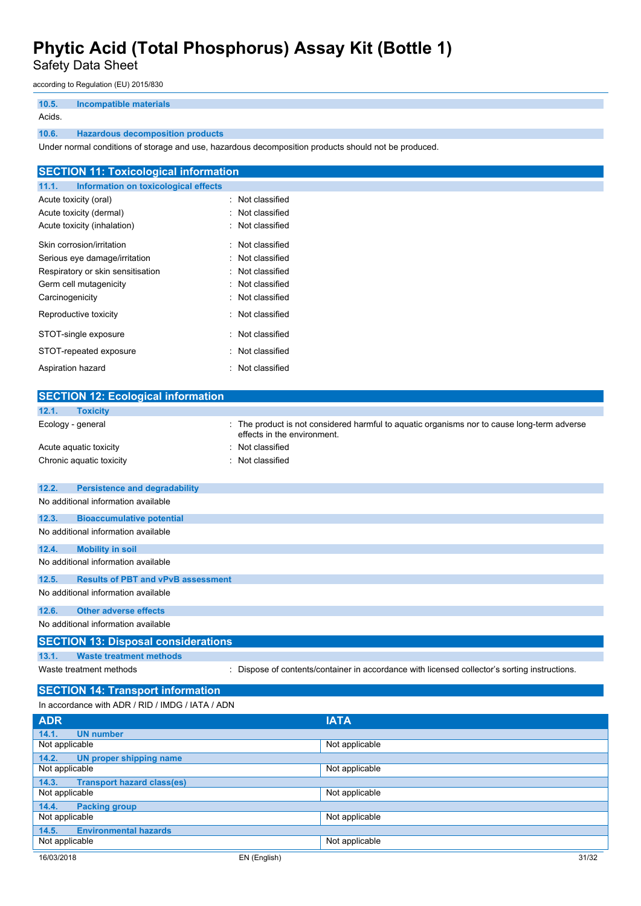#### 10.5. Incompatible materials

Acids.

#### 10.6. Hazardous decomposition products

Under normal conditions of storage and use, hazardous decomposition products should not be produced.

## SECTION 11: Toxicological information

#### 11.1. Information on toxicological effects

| | |
|---|---|
| Acute toxicity (oral) | : Not classified |
| Acute toxicity (dermal) | : Not classified |
| Acute toxicity (inhalation) | : Not classified |
| Skin corrosion/irritation | : Not classified |
| Serious eye damage/irritation | : Not classified |
| Respiratory or skin sensitisation | : Not classified |
| Germ cell mutagenicity | : Not classified |
| Carcinogenicity | : Not classified |
| Reproductive toxicity | : Not classified |
| STOT-single exposure | : Not classified |
| STOT-repeated exposure | : Not classified |
| Aspiration hazard | : Not classified |

## SECTION 12: Ecological information

#### 12.1. Toxicity

| | |
|---|---|
| Ecology - general | : The product is not considered harmful to aquatic organisms nor to cause long-term adverse effects in the environment. |
| Acute aquatic toxicity | : Not classified |
| Chronic aquatic toxicity | : Not classified |

#### 12.2. Persistence and degradability

No additional information available

#### 12.3. Bioaccumulative potential

No additional information available

#### 12.4. Mobility in soil

No additional information available

#### 12.5. Results of PBT and vPvB assessment

No additional information available

#### 12.6. Other adverse effects

No additional information available

## SECTION 13: Disposal considerations

#### 13.1. Waste treatment methods

| | |
|---|---|
| Waste treatment methods | : Dispose of contents/container in accordance with licensed collector's sorting instructions. |

## SECTION 14: Transport information

In accordance with ADR / RID / IMDG / IATA / ADN

| ADR | IATA |
|---|---|
| **14.1. UN number** | |
| Not applicable | Not applicable |
| **14.2. UN proper shipping name** | |
| Not applicable | Not applicable |
| **14.3. Transport hazard class(es)** | |
| Not applicable | Not applicable |
| **14.4. Packing group** | |
| Not applicable | Not applicable |
| **14.5. Environmental hazards** | |
| Not applicable | Not applicable |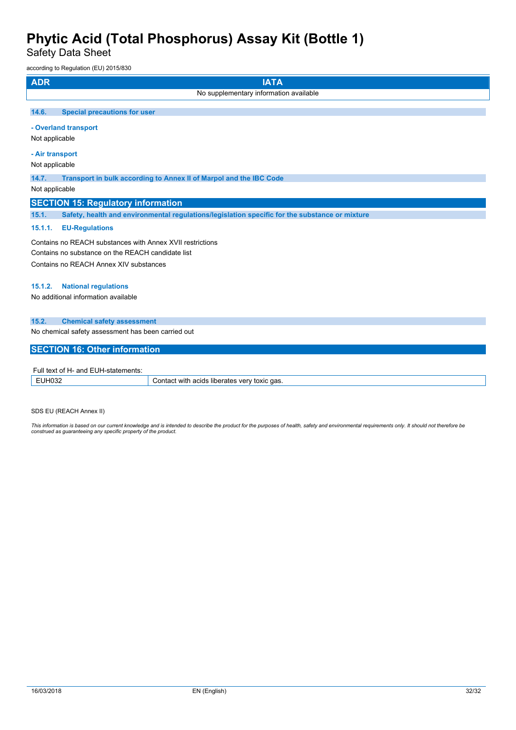| ADR | IATA |
|---|---|
| No supplementary information available | |

### 14.6. Special precautions for user

**- Overland transport**

Not applicable

**- Air transport**

Not applicable

### 14.7. Transport in bulk according to Annex II of Marpol and the IBC Code

Not applicable

## SECTION 15: Regulatory information

### 15.1. Safety, health and environmental regulations/legislation specific for the substance or mixture

#### 15.1.1. EU-Regulations

Contains no REACH substances with Annex XVII restrictions

Contains no substance on the REACH candidate list

Contains no REACH Annex XIV substances

#### 15.1.2. National regulations

No additional information available

### 15.2. Chemical safety assessment

No chemical safety assessment has been carried out

## SECTION 16: Other information

Full text of H- and EUH-statements:

| | |
|---|---|
| EUH032 | Contact with acids liberates very toxic gas. |

SDS EU (REACH Annex II)

*This information is based on our current knowledge and is intended to describe the product for the purposes of health, safety and environmental requirements only. It should not therefore be construed as guaranteeing any specific property of the product.*